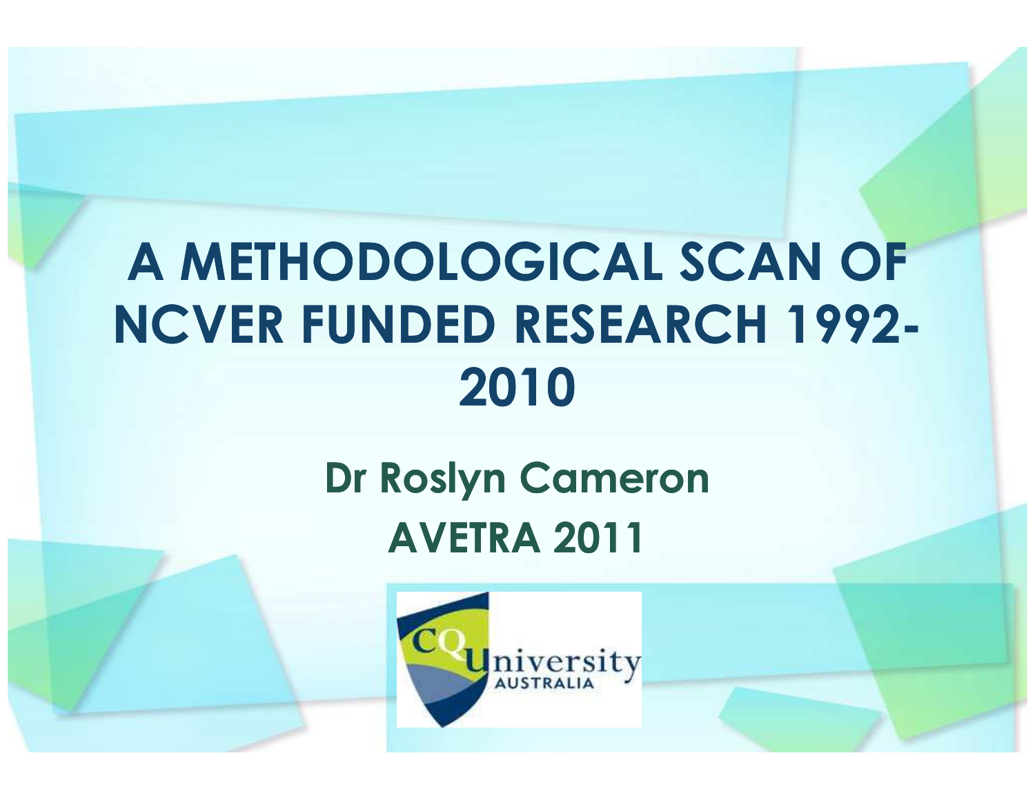# A METHODOLOGICAL SCAN OF NCVER FUNDED RESEARCH 1992-2010

## Dr Roslyn Cameron

## AVETRA 2011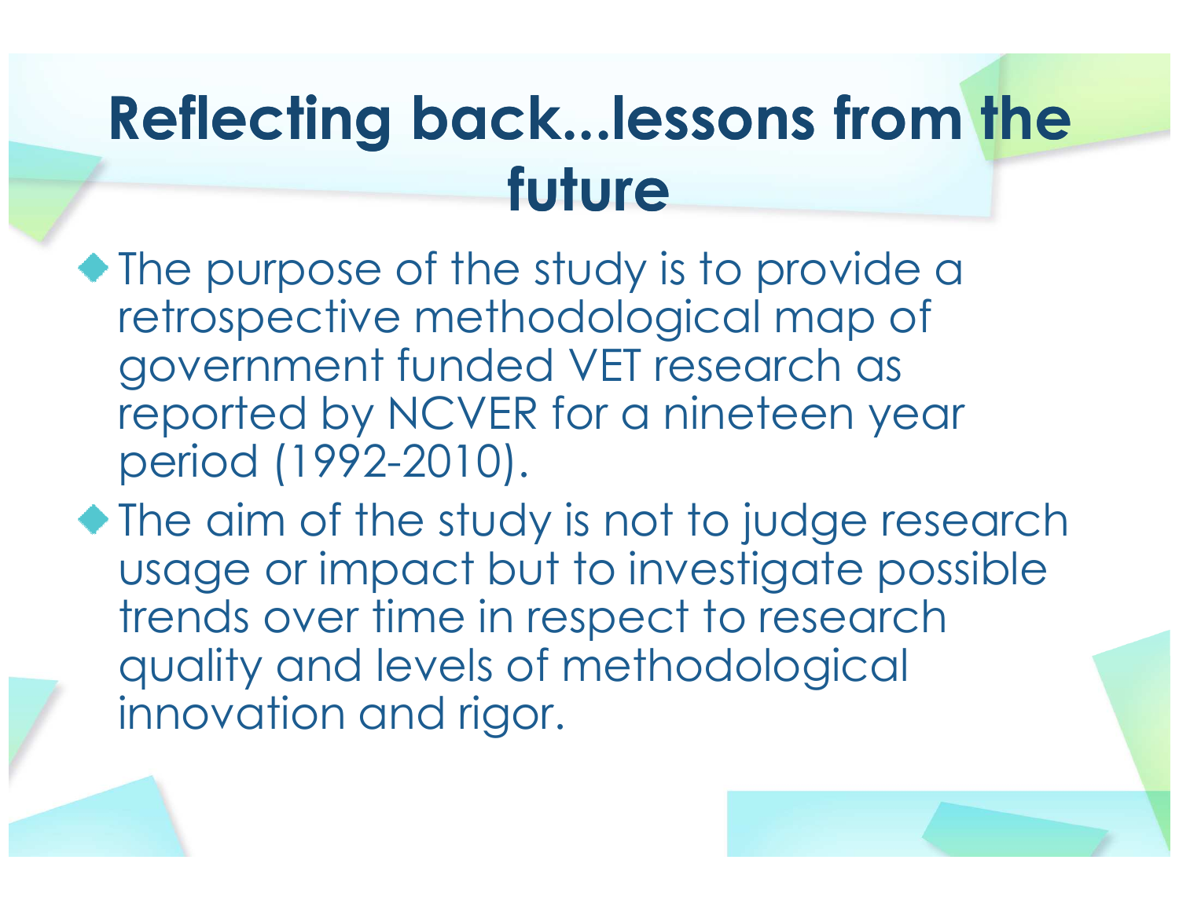# Reflecting back...lessons from the future

- The purpose of the study is to provide a retrospective methodological map of government funded VET research as reported by NCVER for a nineteen year period (1992-2010).
- The aim of the study is not to judge research usage or impact but to investigate possible trends over time in respect to research quality and levels of methodological innovation and rigor.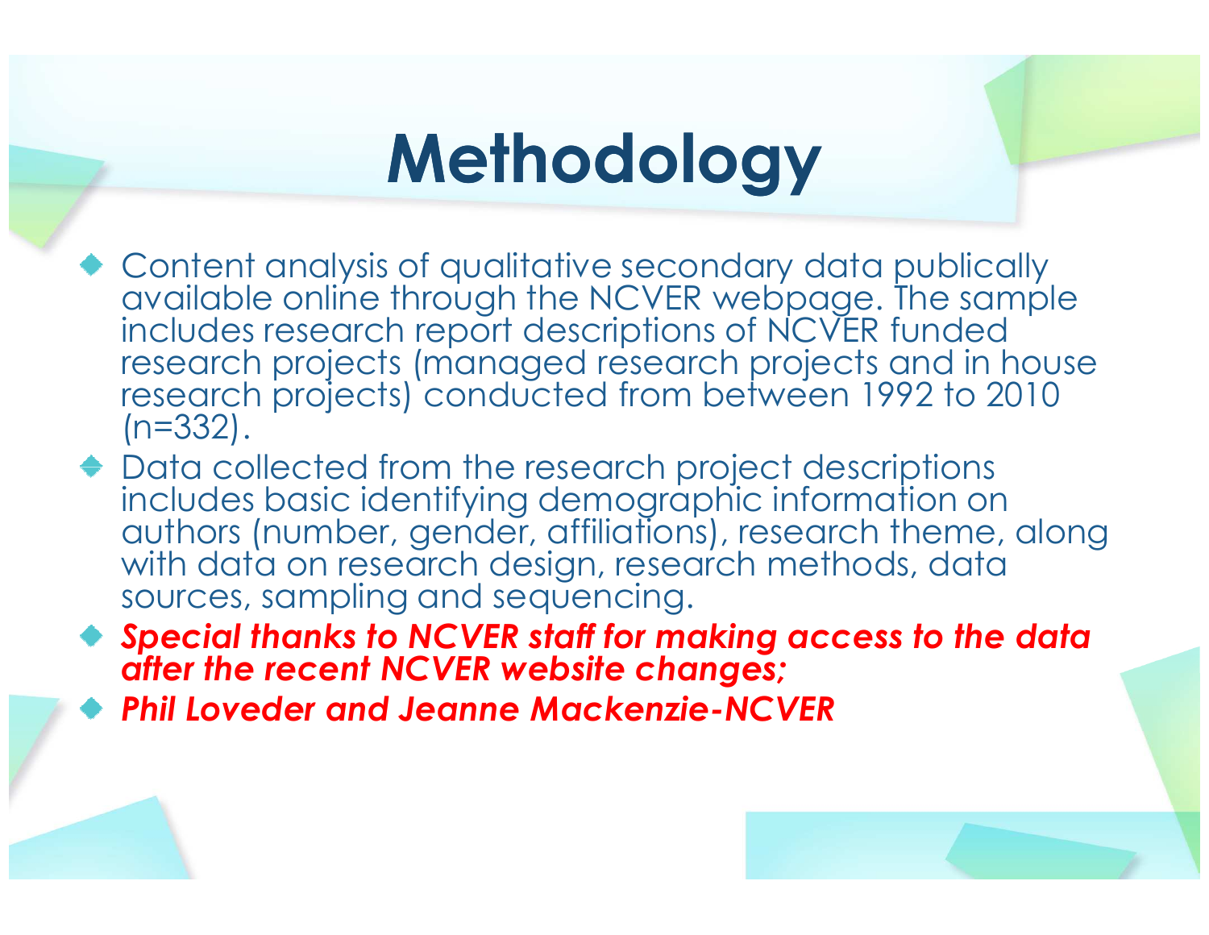# Methodology

- Content analysis of qualitative secondary data publically available online through the NCVER webpage. The sample includes research report descriptions of NCVER funded research projects (managed research projects and in house research projects) conducted from between 1992 to 2010 (n=332).
- Data collected from the research project descriptions includes basic identifying demographic information on authors (number, gender, affiliations), research theme, along with data on research design, research methods, data sources, sampling and sequencing.
- ***Special thanks to NCVER staff for making access to the data after the recent NCVER website changes;***
- ***Phil Loveder and Jeanne Mackenzie-NCVER***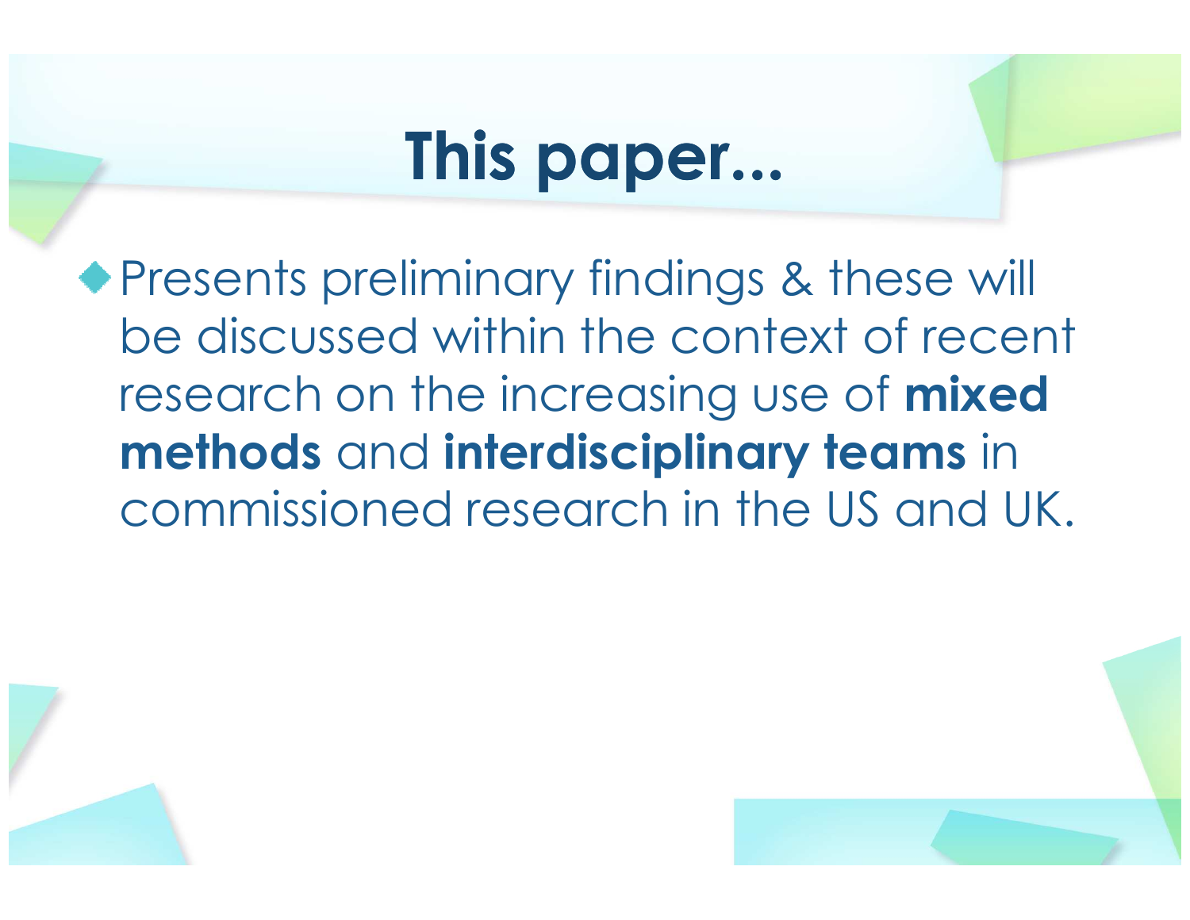# This paper...

- Presents preliminary findings & these will be discussed within the context of recent research on the increasing use of **mixed methods** and **interdisciplinary teams** in commissioned research in the US and UK.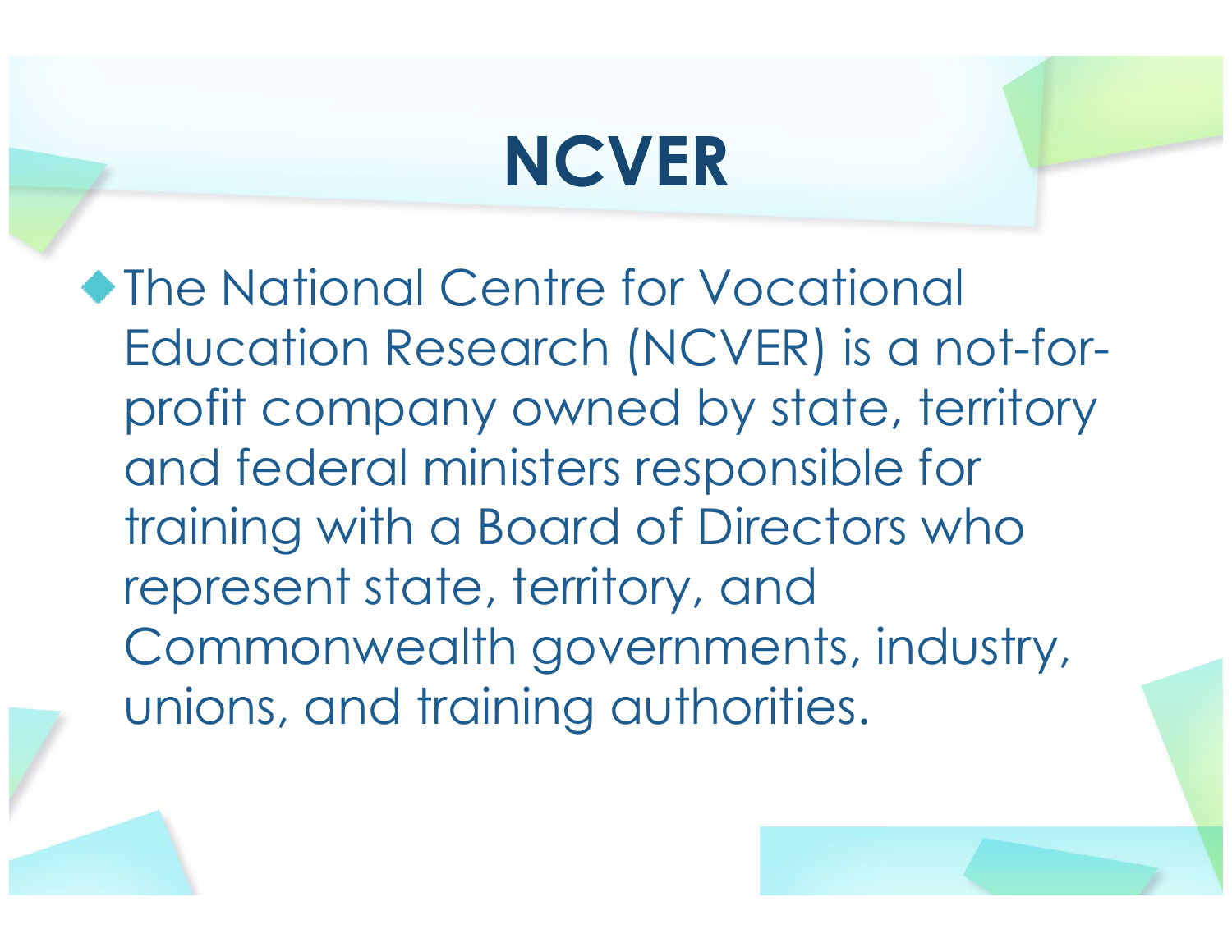# NCVER

- The National Centre for Vocational Education Research (NCVER) is a not-for-profit company owned by state, territory and federal ministers responsible for training with a Board of Directors who represent state, territory, and Commonwealth governments, industry, unions, and training authorities.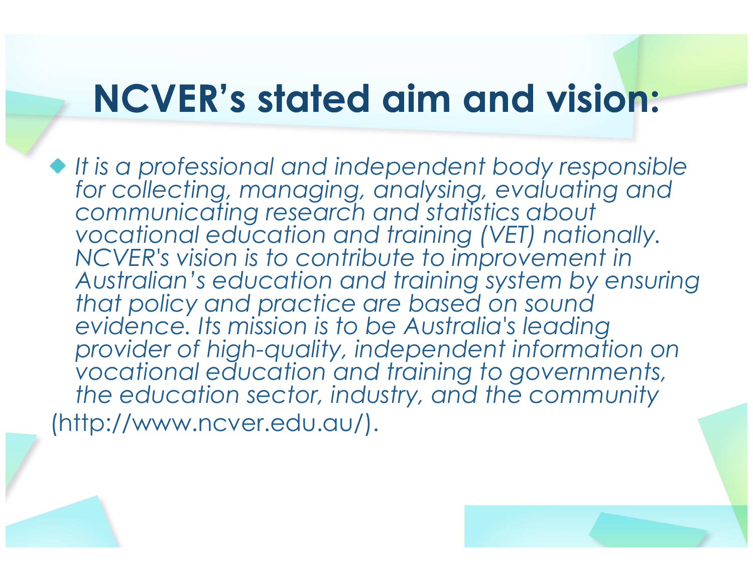# NCVER's stated aim and vision:

- *It is a professional and independent body responsible for collecting, managing, analysing, evaluating and communicating research and statistics about vocational education and training (VET) nationally. NCVER's vision is to contribute to improvement in Australian's education and training system by ensuring that policy and practice are based on sound evidence. Its mission is to be Australia's leading provider of high-quality, independent information on vocational education and training to governments, the education sector, industry, and the community*

(http://www.ncver.edu.au/).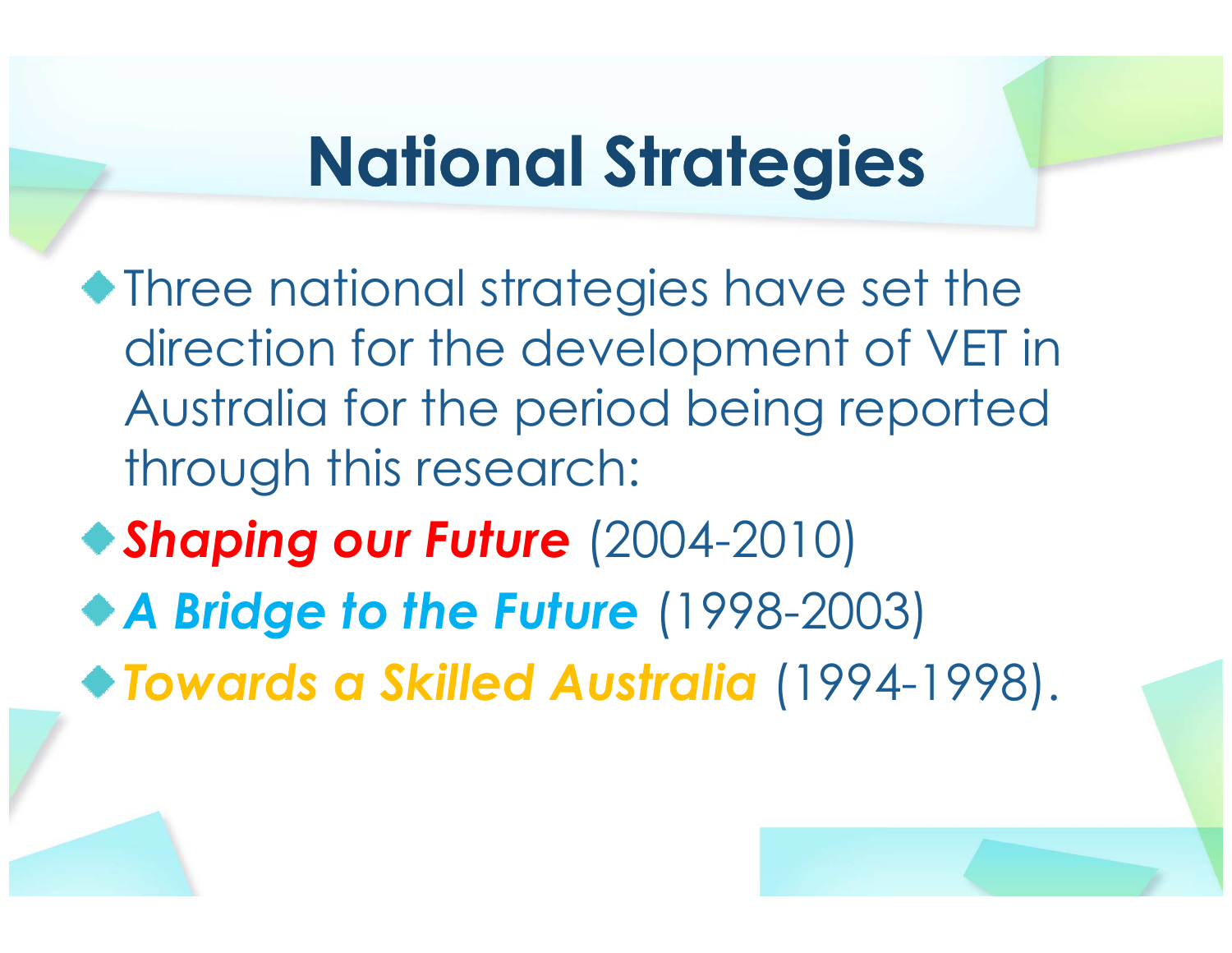# National Strategies

- Three national strategies have set the direction for the development of VET in Australia for the period being reported through this research:
- ***Shaping our Future*** (2004-2010)
- ***A Bridge to the Future*** (1998-2003)
- ***Towards a Skilled Australia*** (1994-1998).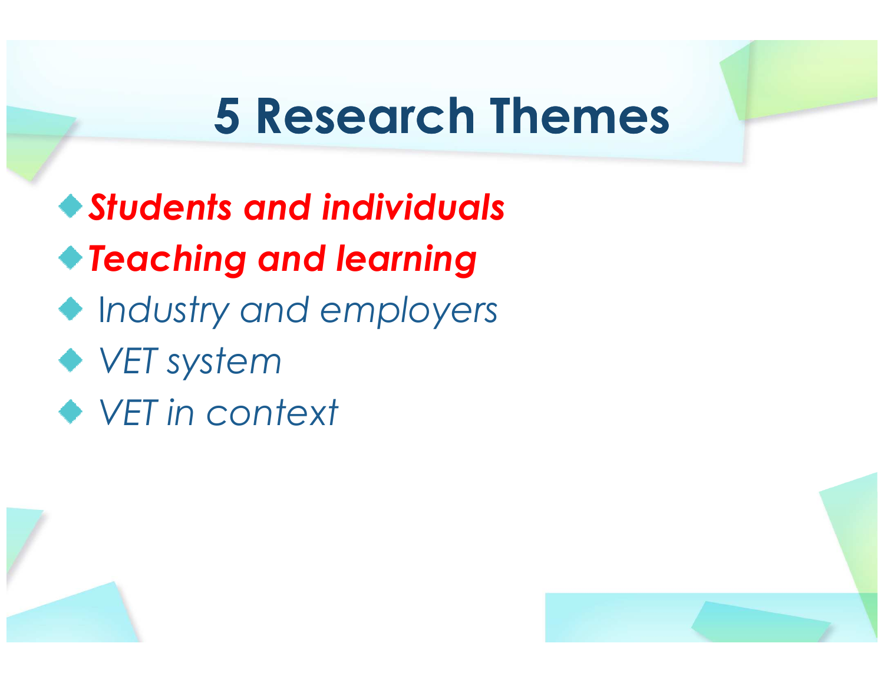# 5 Research Themes

- ***Students and individuals***
- ***Teaching and learning***
- *Industry and employers*
- *VET system*
- *VET in context*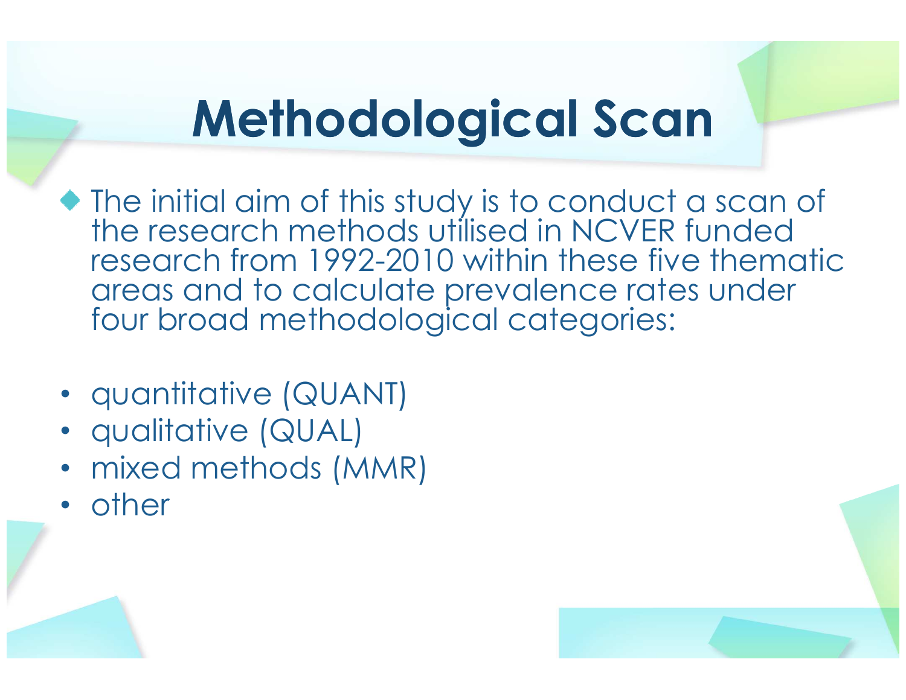# Methodological Scan

- The initial aim of this study is to conduct a scan of the research methods utilised in NCVER funded research from 1992-2010 within these five thematic areas and to calculate prevalence rates under four broad methodological categories:

- quantitative (QUANT)
- qualitative (QUAL)
- mixed methods (MMR)
- other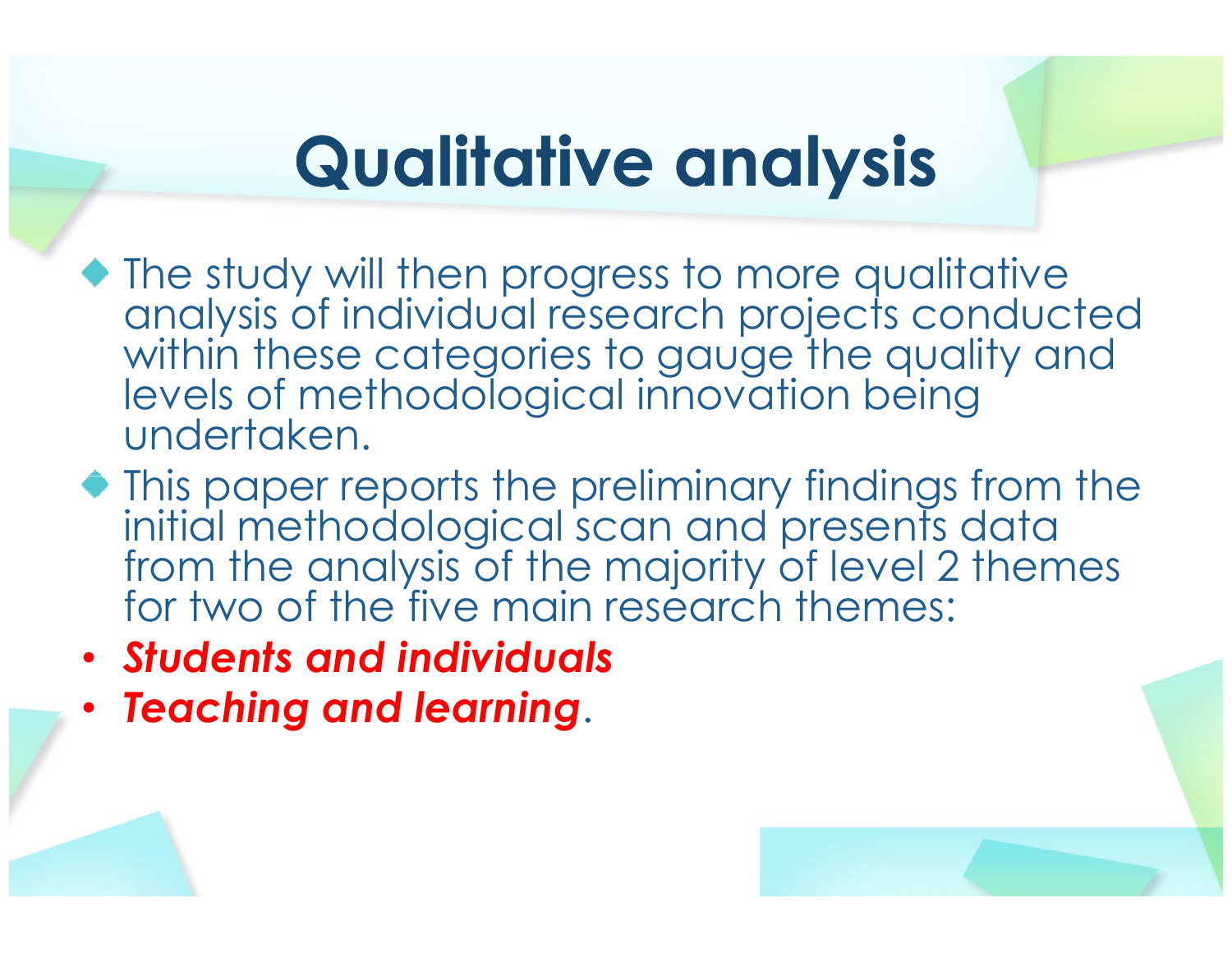# Qualitative analysis

- The study will then progress to more qualitative analysis of individual research projects conducted within these categories to gauge the quality and levels of methodological innovation being undertaken.
- This paper reports the preliminary findings from the initial methodological scan and presents data from the analysis of the majority of level 2 themes for two of the five main research themes:
- ***Students and individuals***
- ***Teaching and learning***.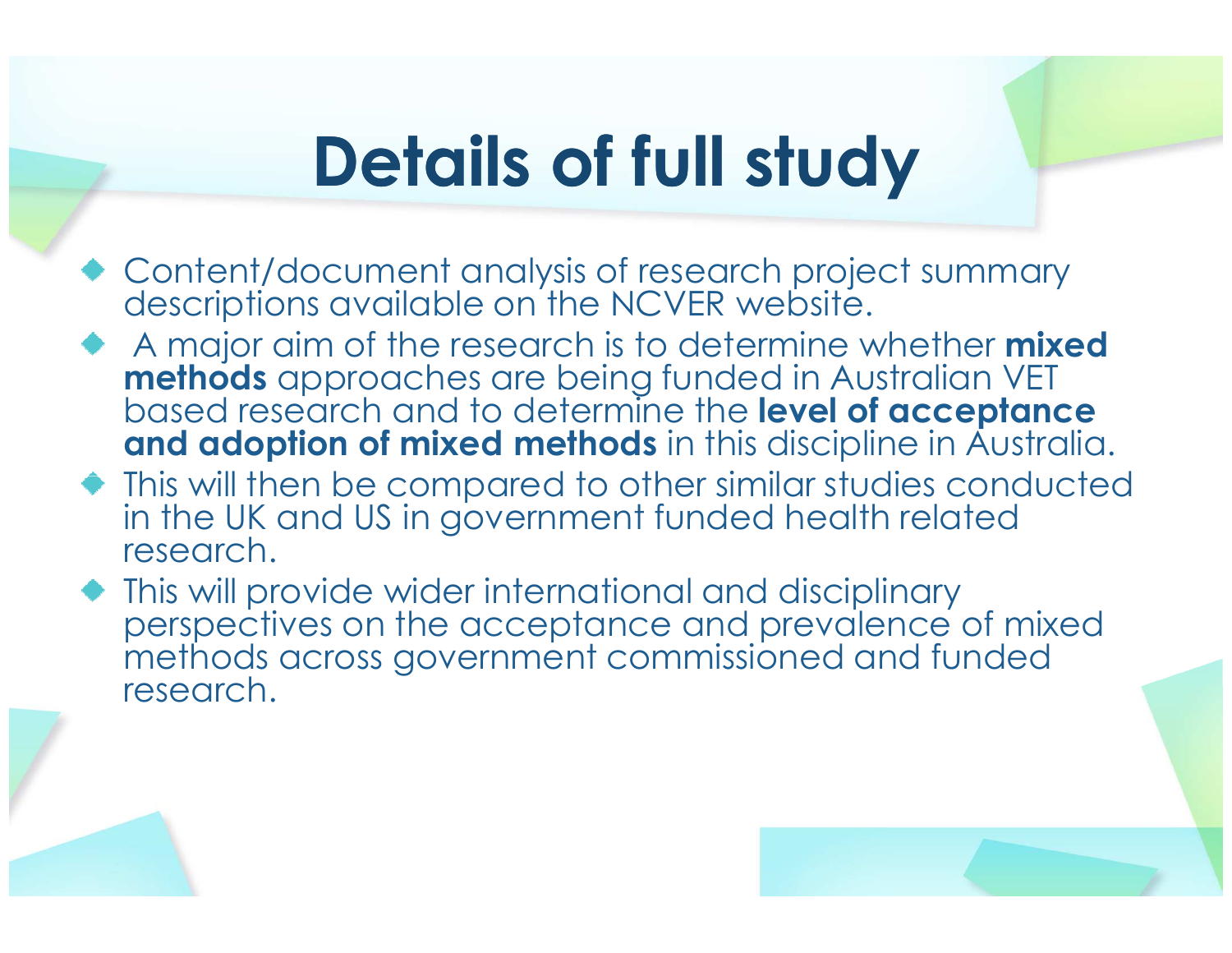# Details of full study

- Content/document analysis of research project summary descriptions available on the NCVER website.
- A major aim of the research is to determine whether **mixed methods** approaches are being funded in Australian VET based research and to determine the **level of acceptance and adoption of mixed methods** in this discipline in Australia.
- This will then be compared to other similar studies conducted in the UK and US in government funded health related research.
- This will provide wider international and disciplinary perspectives on the acceptance and prevalence of mixed methods across government commissioned and funded research.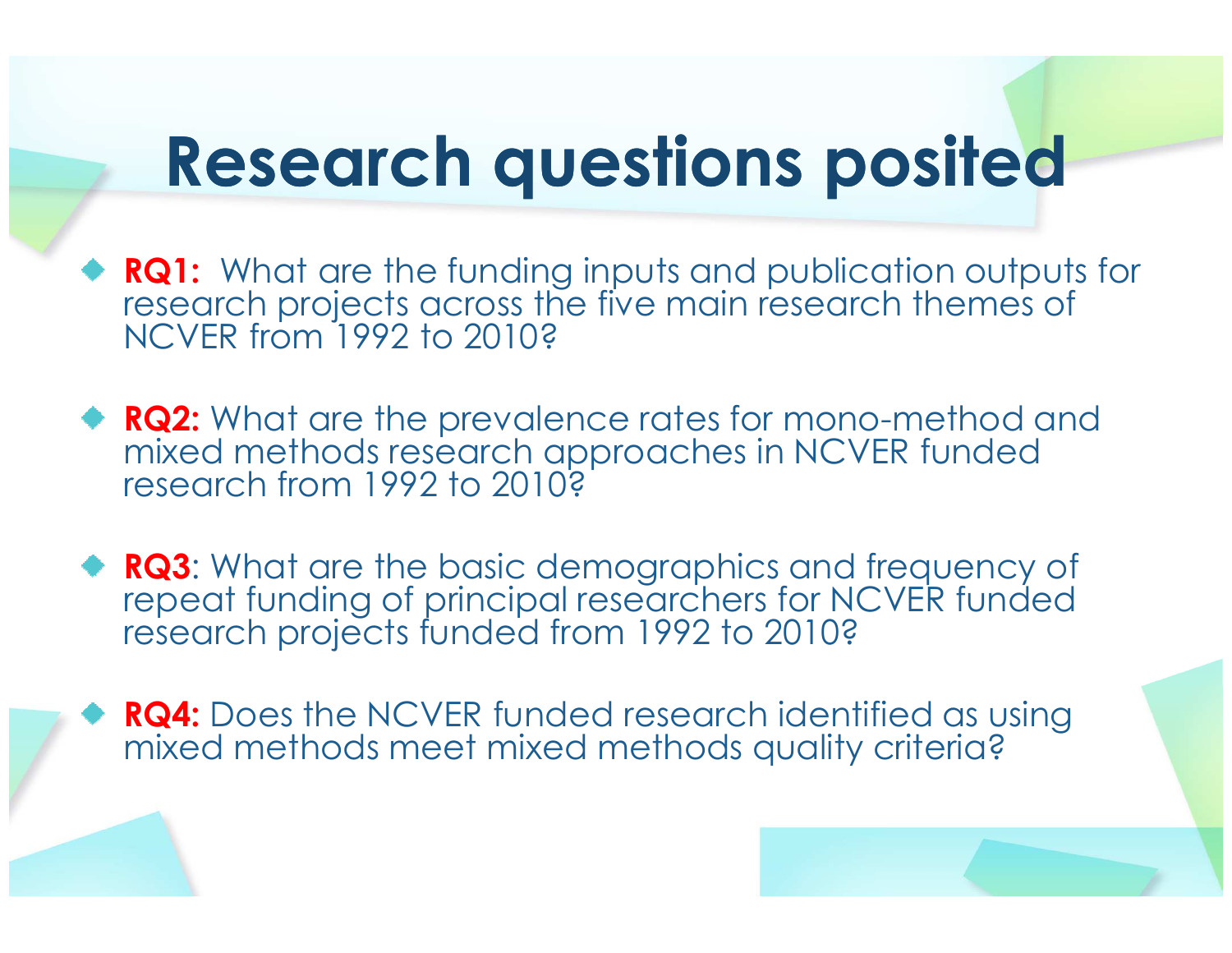# Research questions posited

- **RQ1:** What are the funding inputs and publication outputs for research projects across the five main research themes of NCVER from 1992 to 2010?
- **RQ2:** What are the prevalence rates for mono-method and mixed methods research approaches in NCVER funded research from 1992 to 2010?
- **RQ3**: What are the basic demographics and frequency of repeat funding of principal researchers for NCVER funded research projects funded from 1992 to 2010?
- **RQ4:** Does the NCVER funded research identified as using mixed methods meet mixed methods quality criteria?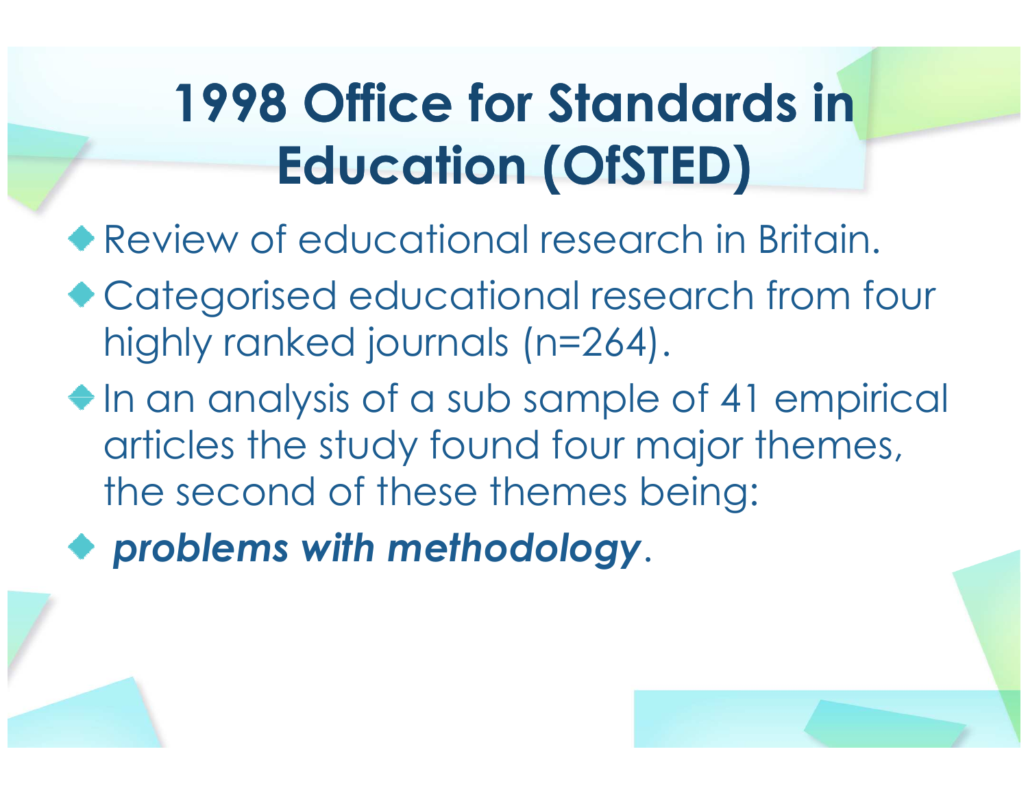# 1998 Office for Standards in Education (OfSTED)

- Review of educational research in Britain.
- Categorised educational research from four highly ranked journals (n=264).
- In an analysis of a sub sample of 41 empirical articles the study found four major themes, the second of these themes being:
- ***problems with methodology***.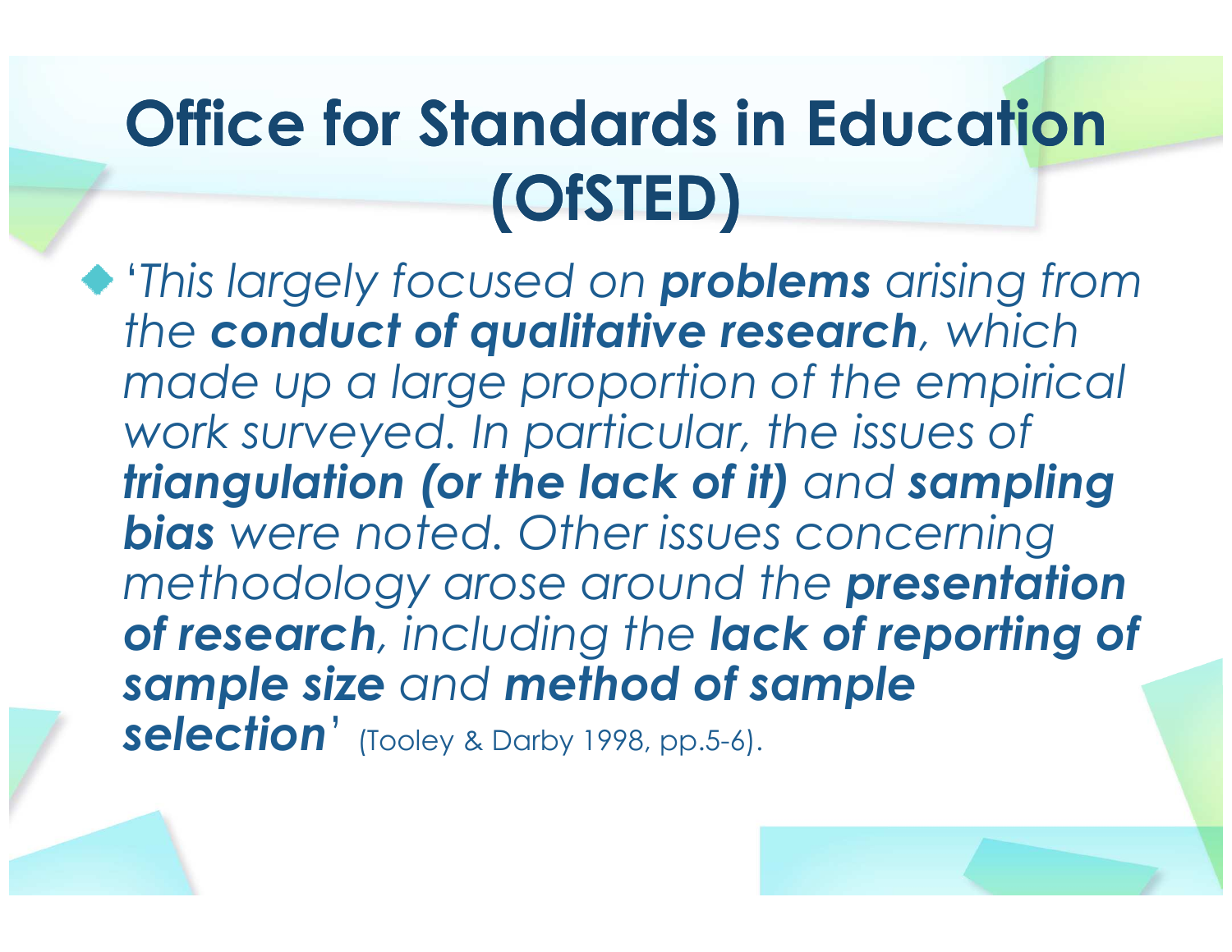# Office for Standards in Education (OfSTED)

- '*This largely focused on **problems** arising from the **conduct of qualitative research**, which made up a large proportion of the empirical work surveyed. In particular, the issues of **triangulation (or the lack of it)** and **sampling bias** were noted. Other issues concerning methodology arose around the **presentation of research**, including the **lack of reporting of sample size** and **method of sample selection***' (Tooley & Darby 1998, pp.5-6).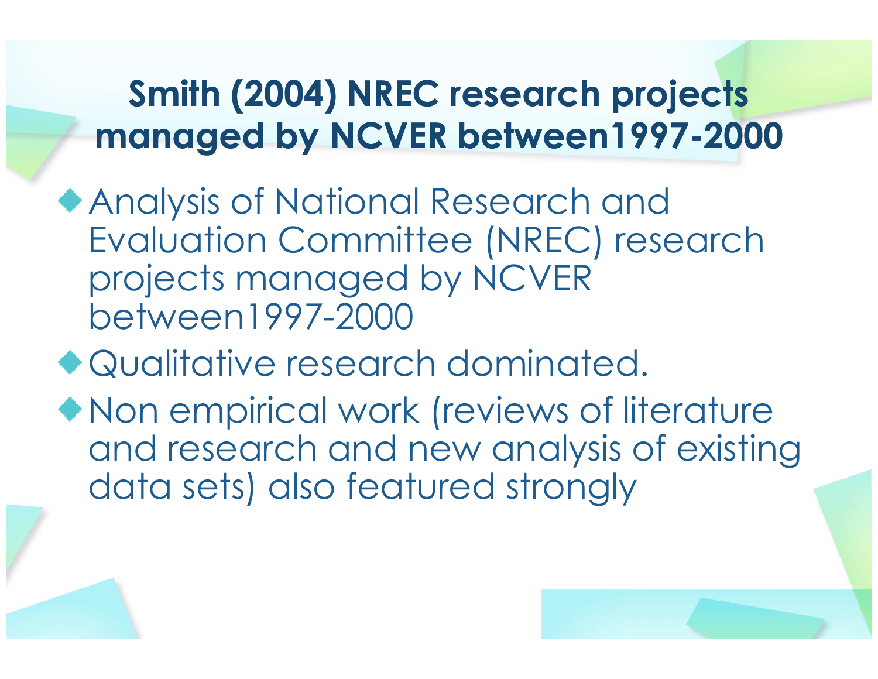# Smith (2004) NREC research projects managed by NCVER between1997-2000

- Analysis of National Research and Evaluation Committee (NREC) research projects managed by NCVER between1997-2000
- Qualitative research dominated.
- Non empirical work (reviews of literature and research and new analysis of existing data sets) also featured strongly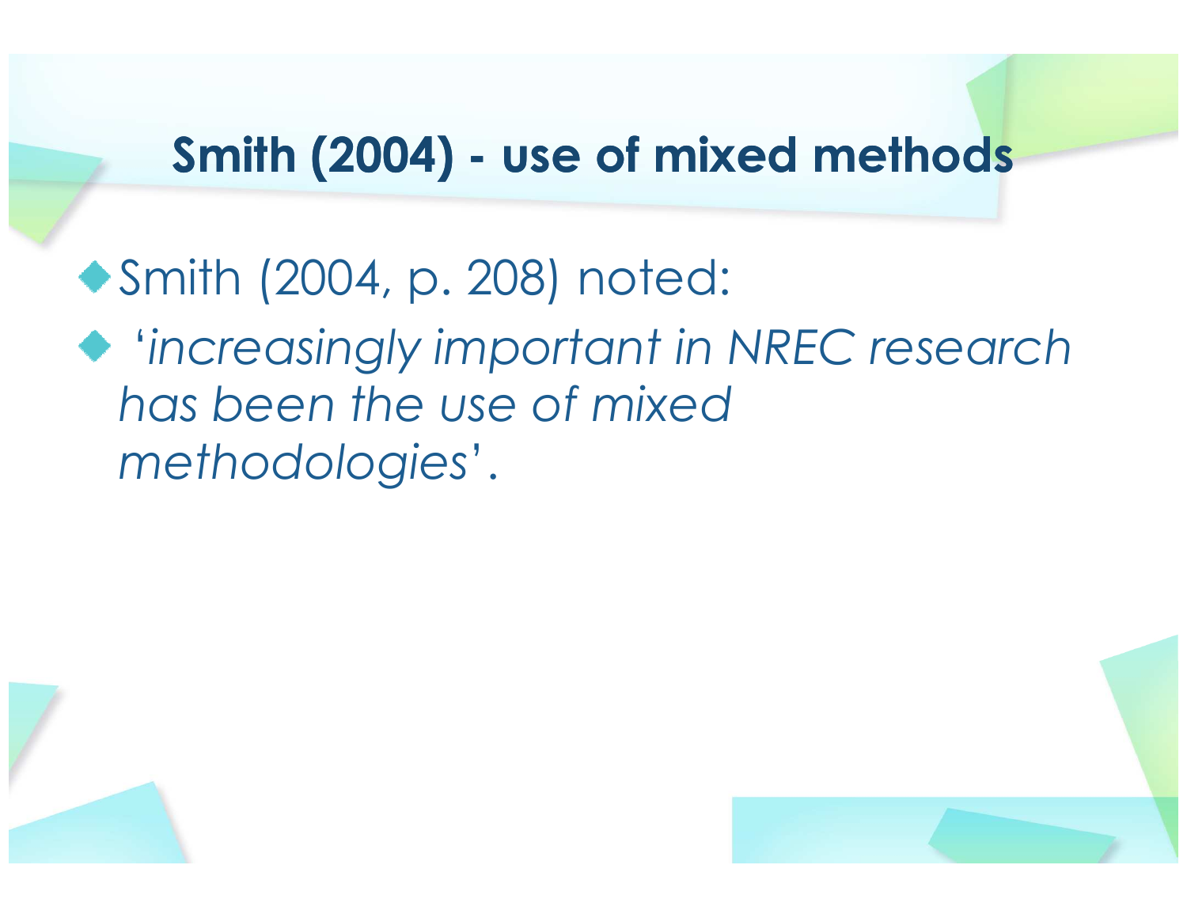## Smith (2004) - use of mixed methods

- Smith (2004, p. 208) noted:
- '*increasingly important in NREC research has been the use of mixed methodologies*'.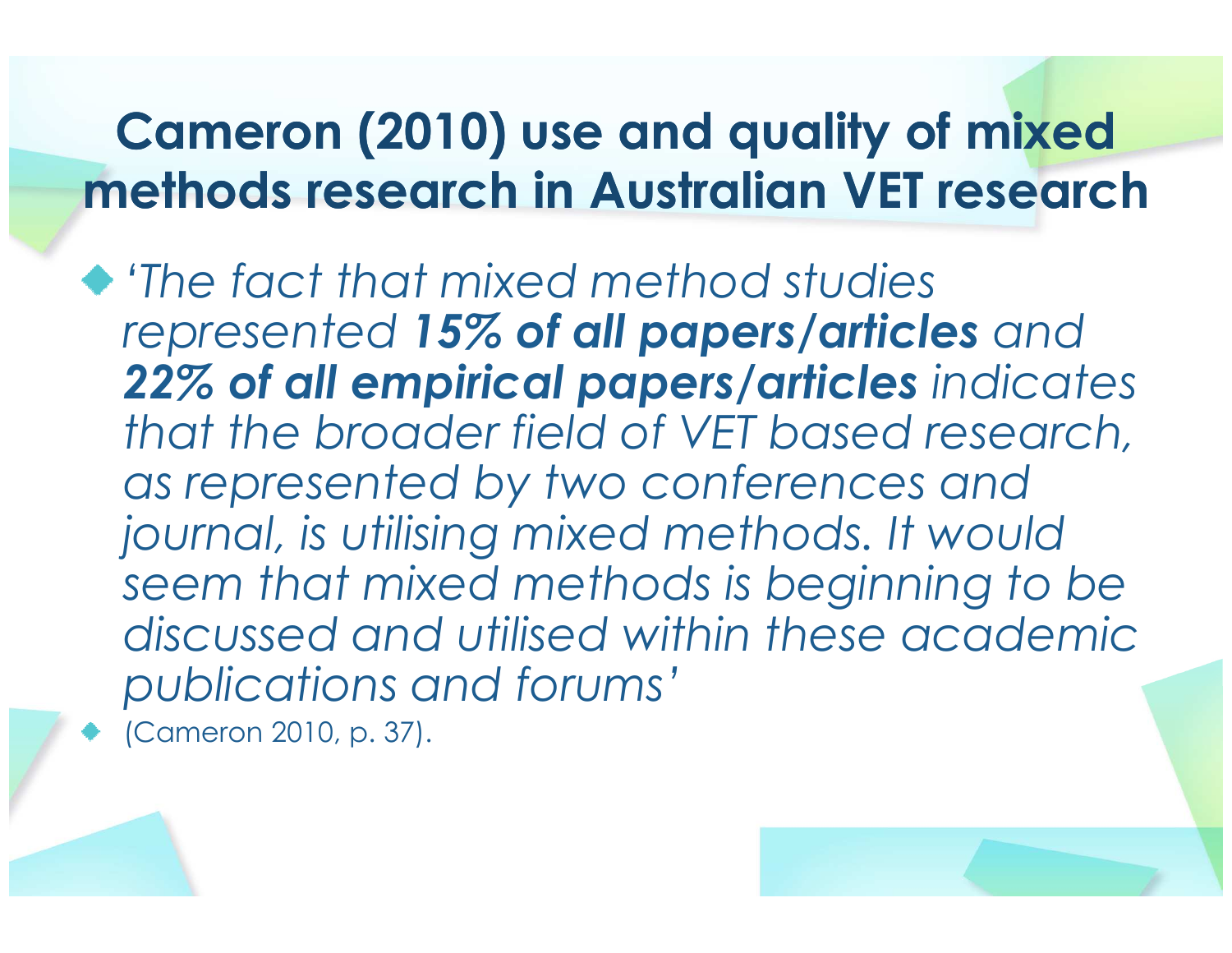# Cameron (2010) use and quality of mixed methods research in Australian VET research

- *'The fact that mixed method studies represented **15% of all papers/articles** and **22% of all empirical papers/articles** indicates that the broader field of VET based research, as represented by two conferences and journal, is utilising mixed methods. It would seem that mixed methods is beginning to be discussed and utilised within these academic publications and forums'*
- (Cameron 2010, p. 37).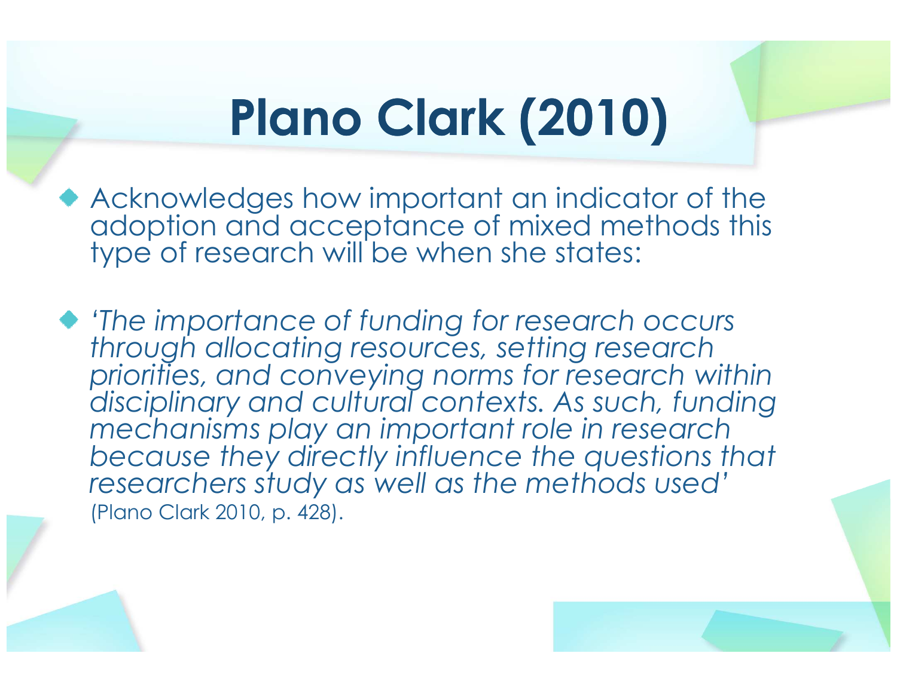# Plano Clark (2010)

- Acknowledges how important an indicator of the adoption and acceptance of mixed methods this type of research will be when she states:

- *'The importance of funding for research occurs through allocating resources, setting research priorities, and conveying norms for research within disciplinary and cultural contexts. As such, funding mechanisms play an important role in research because they directly influence the questions that researchers study as well as the methods used'* (Plano Clark 2010, p. 428).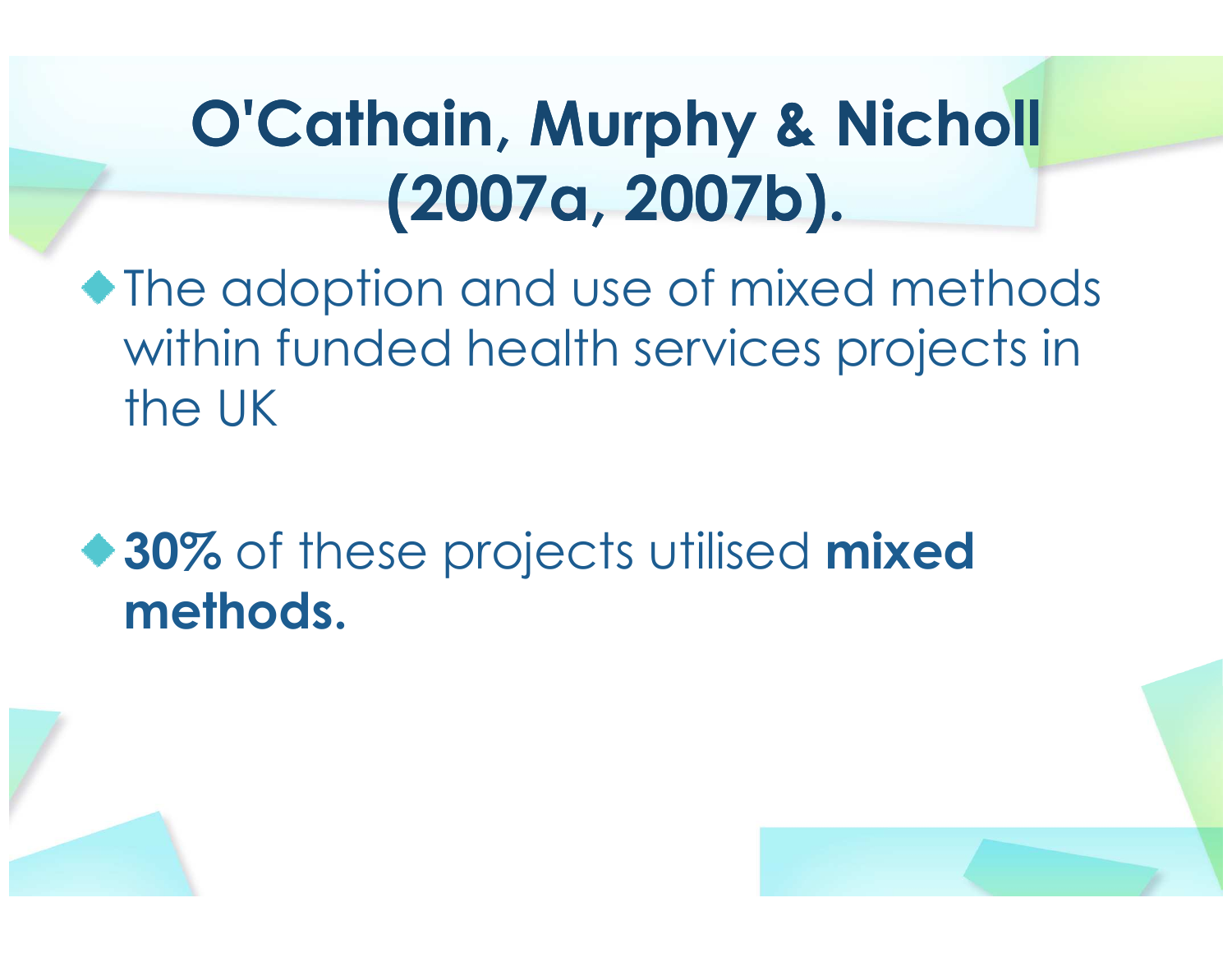# O'Cathain, Murphy & Nicholl (2007a, 2007b).

- The adoption and use of mixed methods within funded health services projects in the UK

- **30%** of these projects utilised **mixed methods.**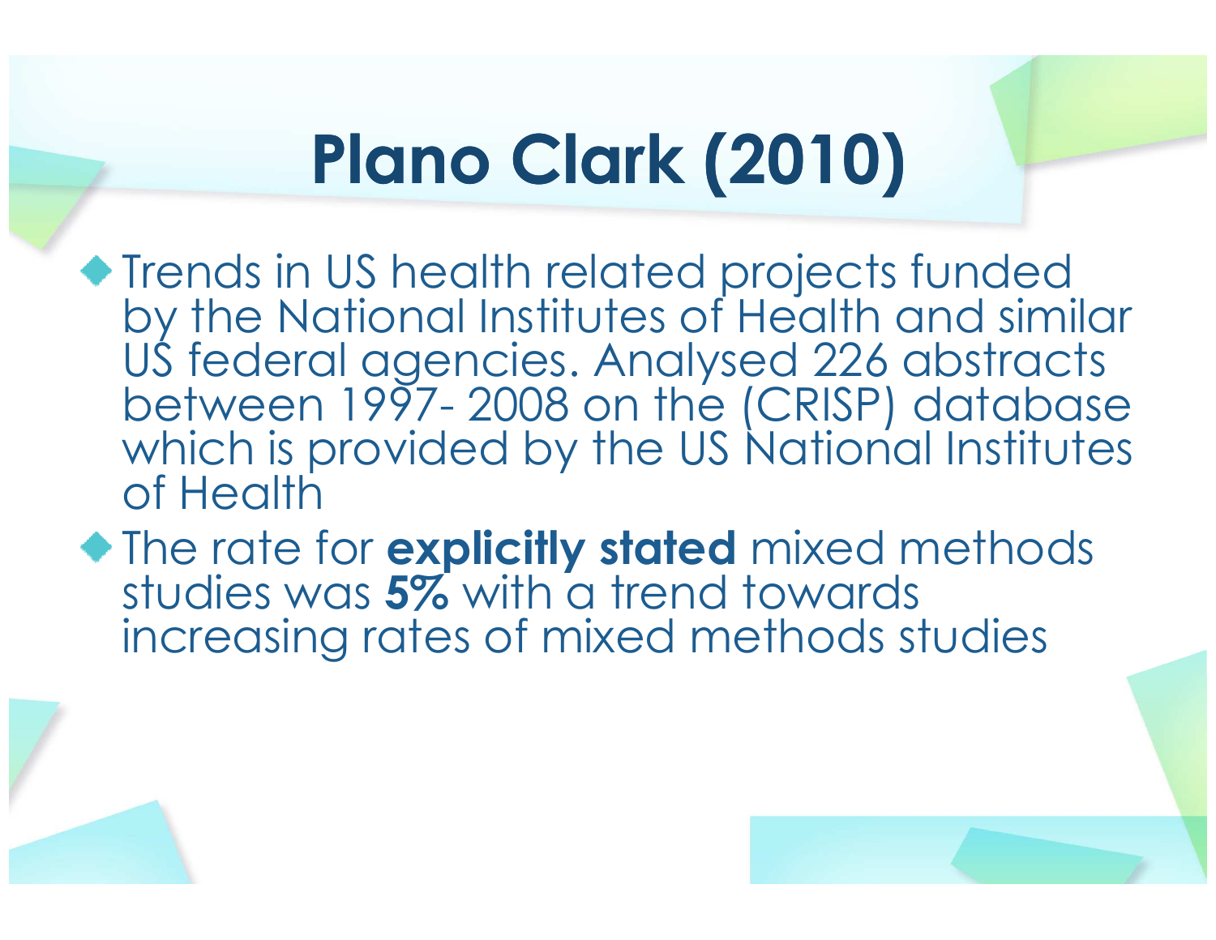# Plano Clark (2010)

- Trends in US health related projects funded by the National Institutes of Health and similar US federal agencies. Analysed 226 abstracts between 1997- 2008 on the (CRISP) database which is provided by the US National Institutes of Health
- The rate for **explicitly stated** mixed methods studies was **5%** with a trend towards increasing rates of mixed methods studies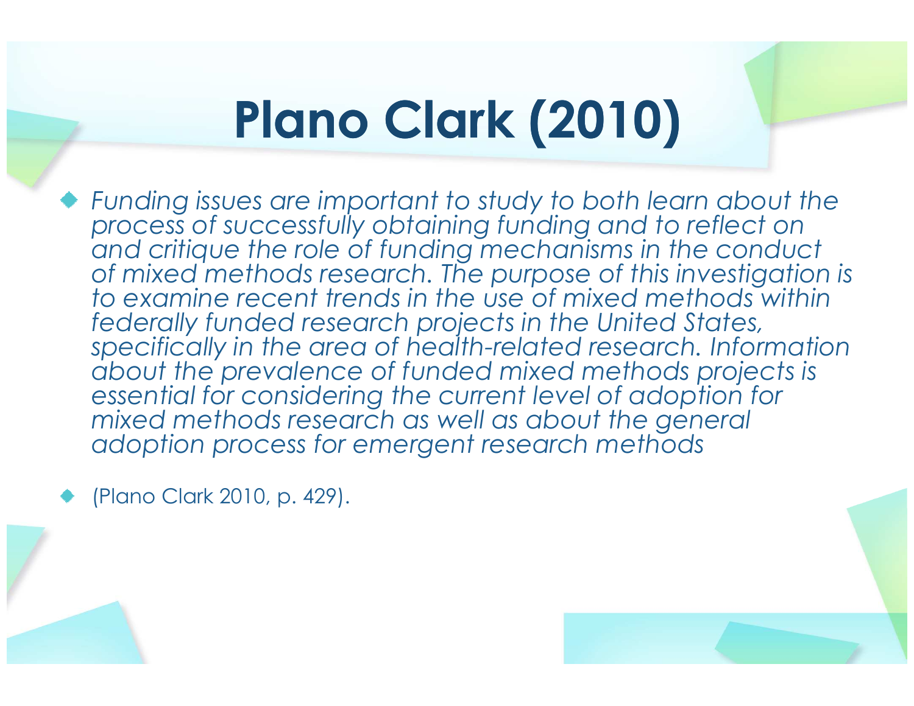# Plano Clark (2010)

- *Funding issues are important to study to both learn about the process of successfully obtaining funding and to reflect on and critique the role of funding mechanisms in the conduct of mixed methods research. The purpose of this investigation is to examine recent trends in the use of mixed methods within federally funded research projects in the United States, specifically in the area of health-related research. Information about the prevalence of funded mixed methods projects is essential for considering the current level of adoption for mixed methods research as well as about the general adoption process for emergent research methods*
- (Plano Clark 2010, p. 429).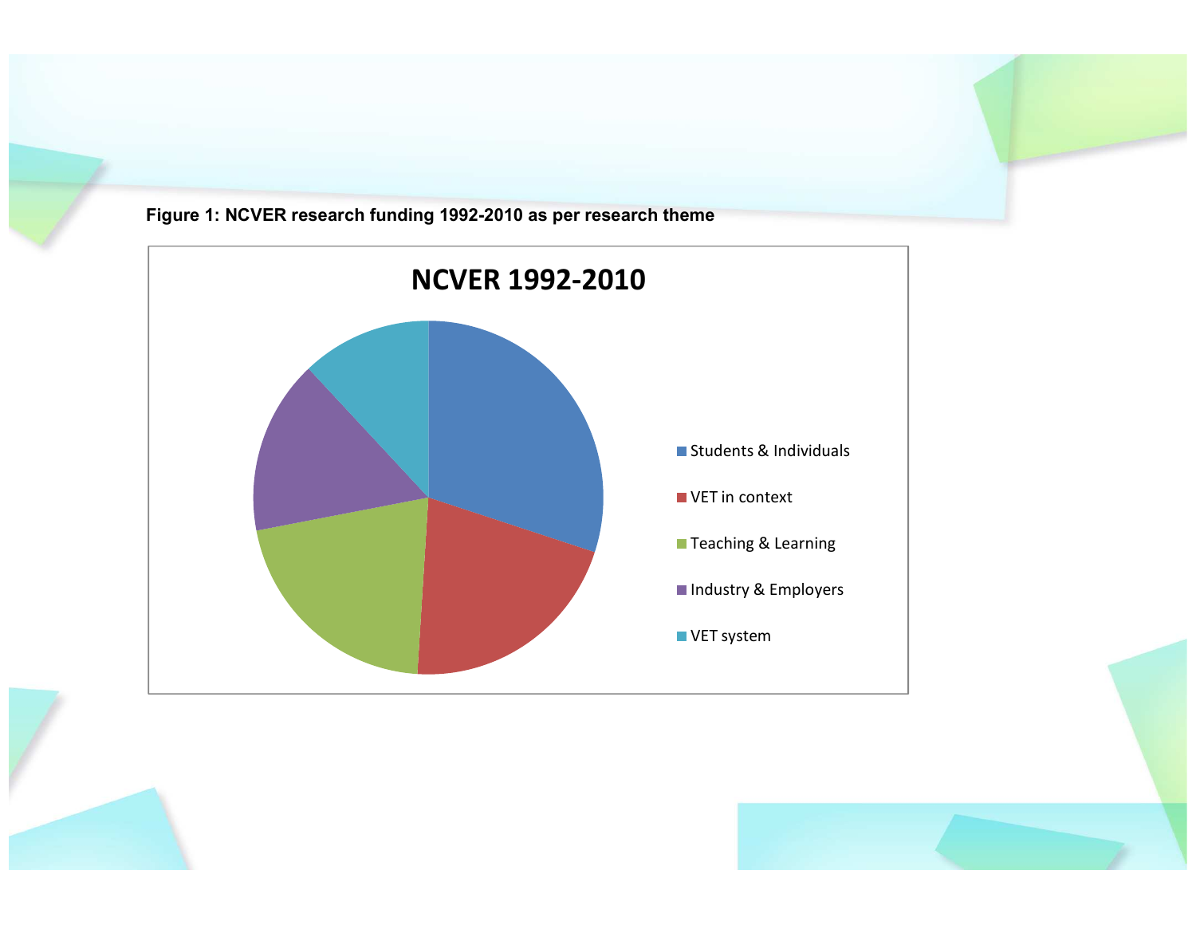**Figure 1: NCVER research funding 1992-2010 as per research theme**

NCVER 1992-2010

- Students & Individuals
- VET in context
- Teaching & Learning
- Industry & Employers
- VET system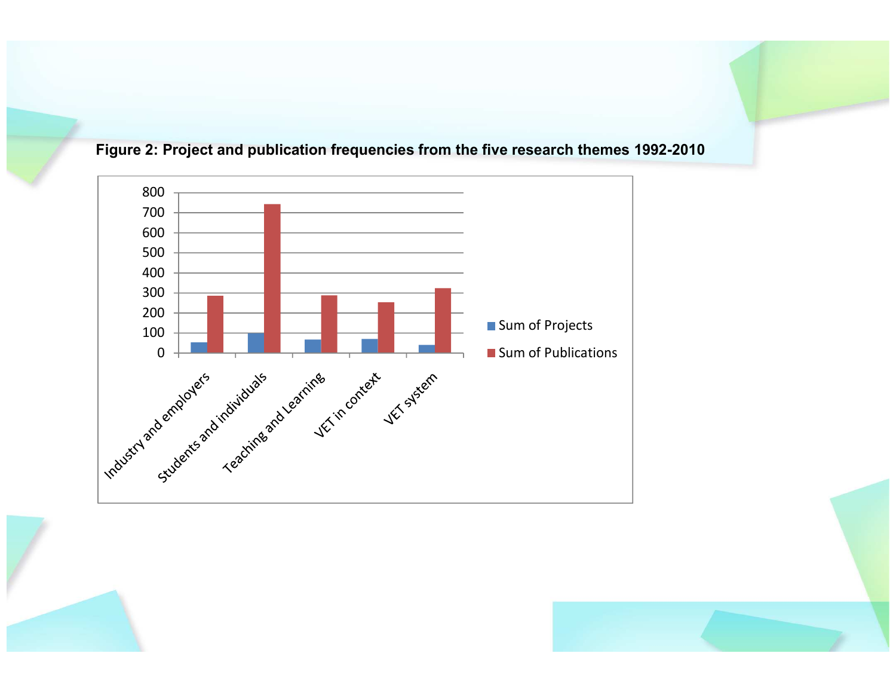**Figure 2: Project and publication frequencies from the five research themes 1992-2010**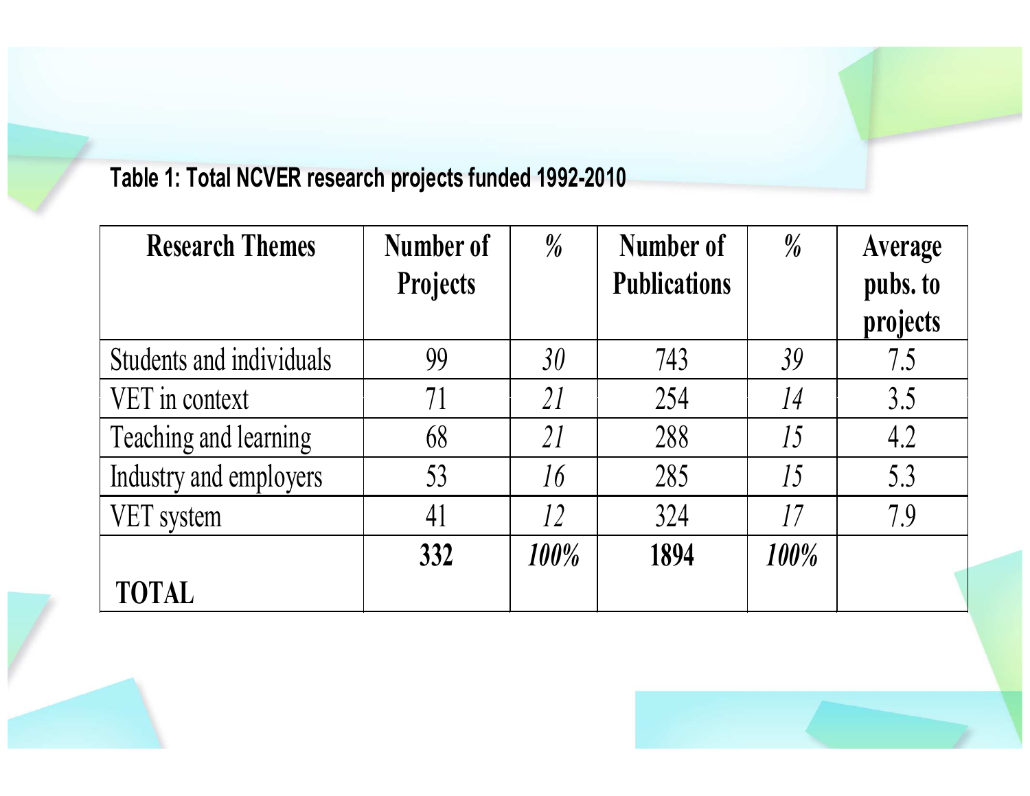**Table 1: Total NCVER research projects funded 1992-2010**

| Research Themes | Number of Projects | % | Number of Publications | % | Average pubs. to projects |
|---|---|---|---|---|---|
| Students and individuals | 99 | *30* | 743 | *39* | 7.5 |
| VET in context | 71 | *21* | 254 | *14* | 3.5 |
| Teaching and learning | 68 | *21* | 288 | *15* | 4.2 |
| Industry and employers | 53 | *16* | 285 | *15* | 5.3 |
| VET system | 41 | *12* | 324 | *17* | 7.9 |
| **TOTAL** | **332** | ***100%*** | **1894** | ***100%*** | |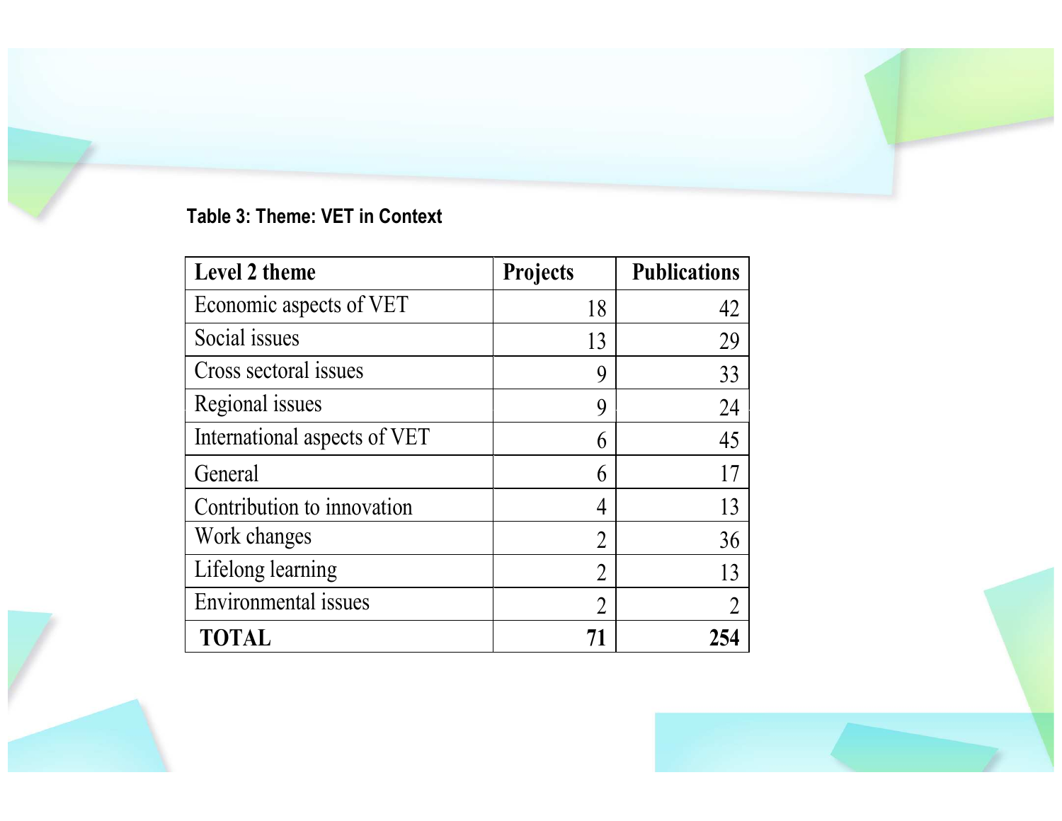**Table 3: Theme: VET in Context**

| Level 2 theme | Projects | Publications |
| --- | ---: | ---: |
| Economic aspects of VET | 18 | 42 |
| Social issues | 13 | 29 |
| Cross sectoral issues | 9 | 33 |
| Regional issues | 9 | 24 |
| International aspects of VET | 6 | 45 |
| General | 6 | 17 |
| Contribution to innovation | 4 | 13 |
| Work changes | 2 | 36 |
| Lifelong learning | 2 | 13 |
| Environmental issues | 2 | 2 |
| **TOTAL** | **71** | **254** |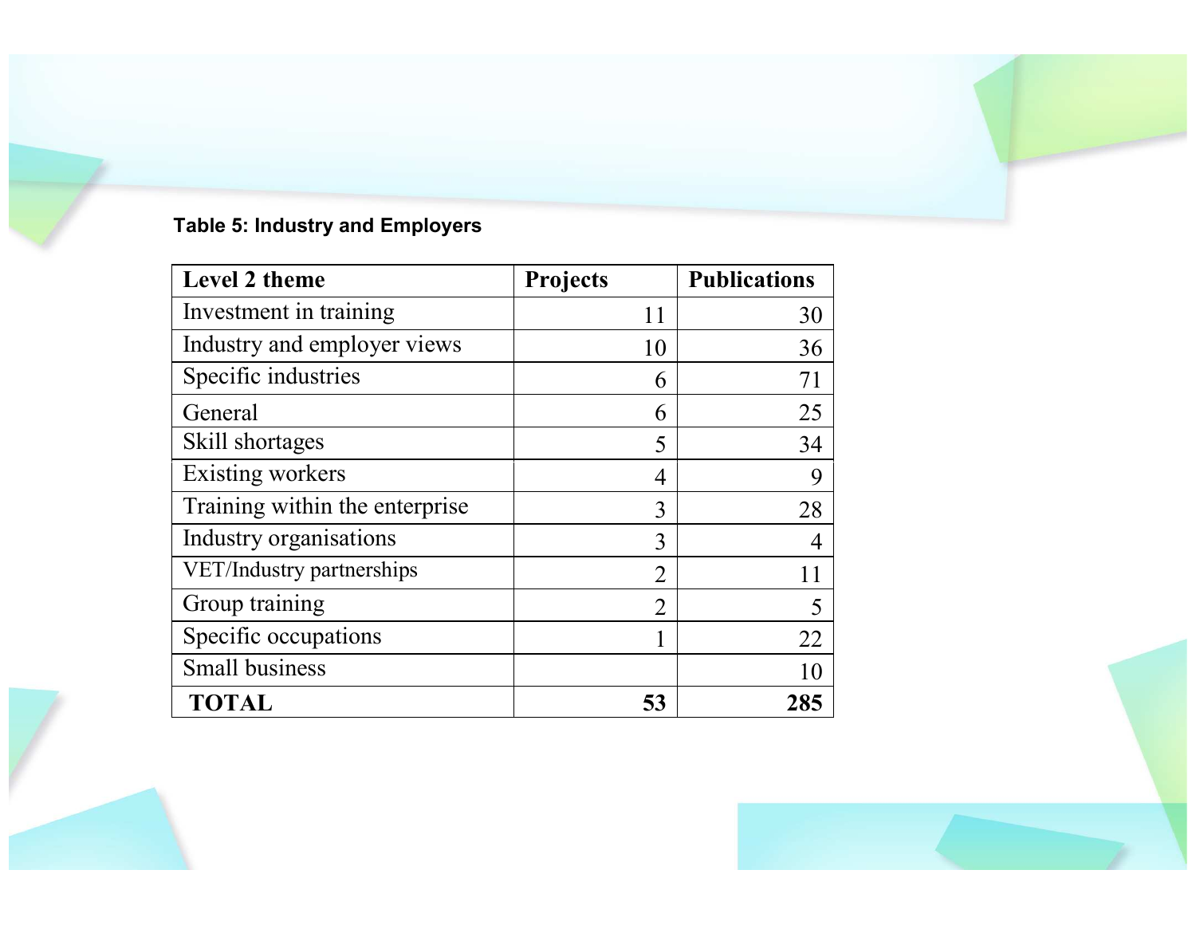**Table 5: Industry and Employers**

| Level 2 theme | Projects | Publications |
|---|---|---|
| Investment in training | 11 | 30 |
| Industry and employer views | 10 | 36 |
| Specific industries | 6 | 71 |
| General | 6 | 25 |
| Skill shortages | 5 | 34 |
| Existing workers | 4 | 9 |
| Training within the enterprise | 3 | 28 |
| Industry organisations | 3 | 4 |
| VET/Industry partnerships | 2 | 11 |
| Group training | 2 | 5 |
| Specific occupations | 1 | 22 |
| Small business | | 10 |
| **TOTAL** | **53** | **285** |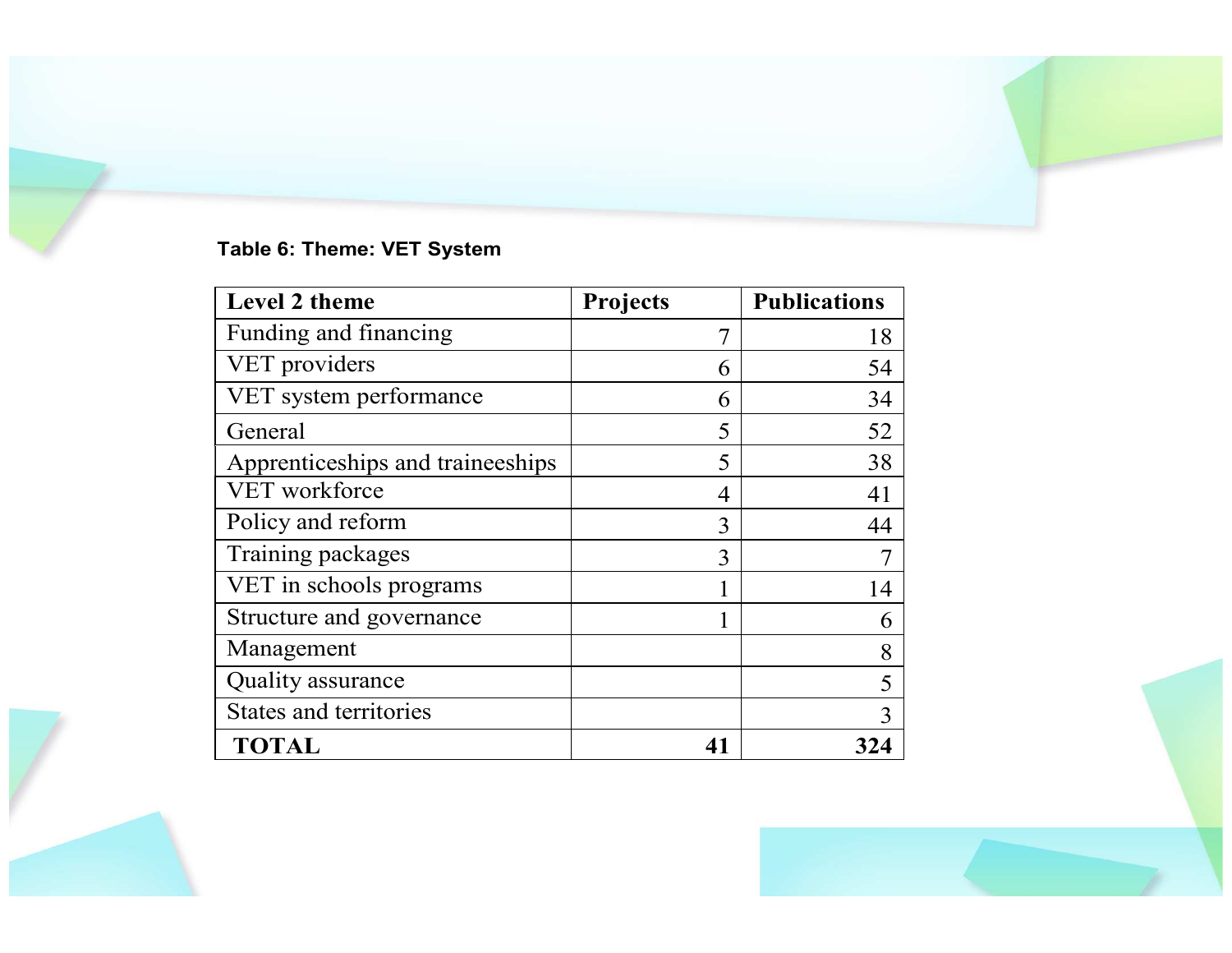**Table 6: Theme: VET System**

| Level 2 theme | Projects | Publications |
|---|---|---|
| Funding and financing | 7 | 18 |
| VET providers | 6 | 54 |
| VET system performance | 6 | 34 |
| General | 5 | 52 |
| Apprenticeships and traineeships | 5 | 38 |
| VET workforce | 4 | 41 |
| Policy and reform | 3 | 44 |
| Training packages | 3 | 7 |
| VET in schools programs | 1 | 14 |
| Structure and governance | 1 | 6 |
| Management | | 8 |
| Quality assurance | | 5 |
| States and territories | | 3 |
| **TOTAL** | **41** | **324** |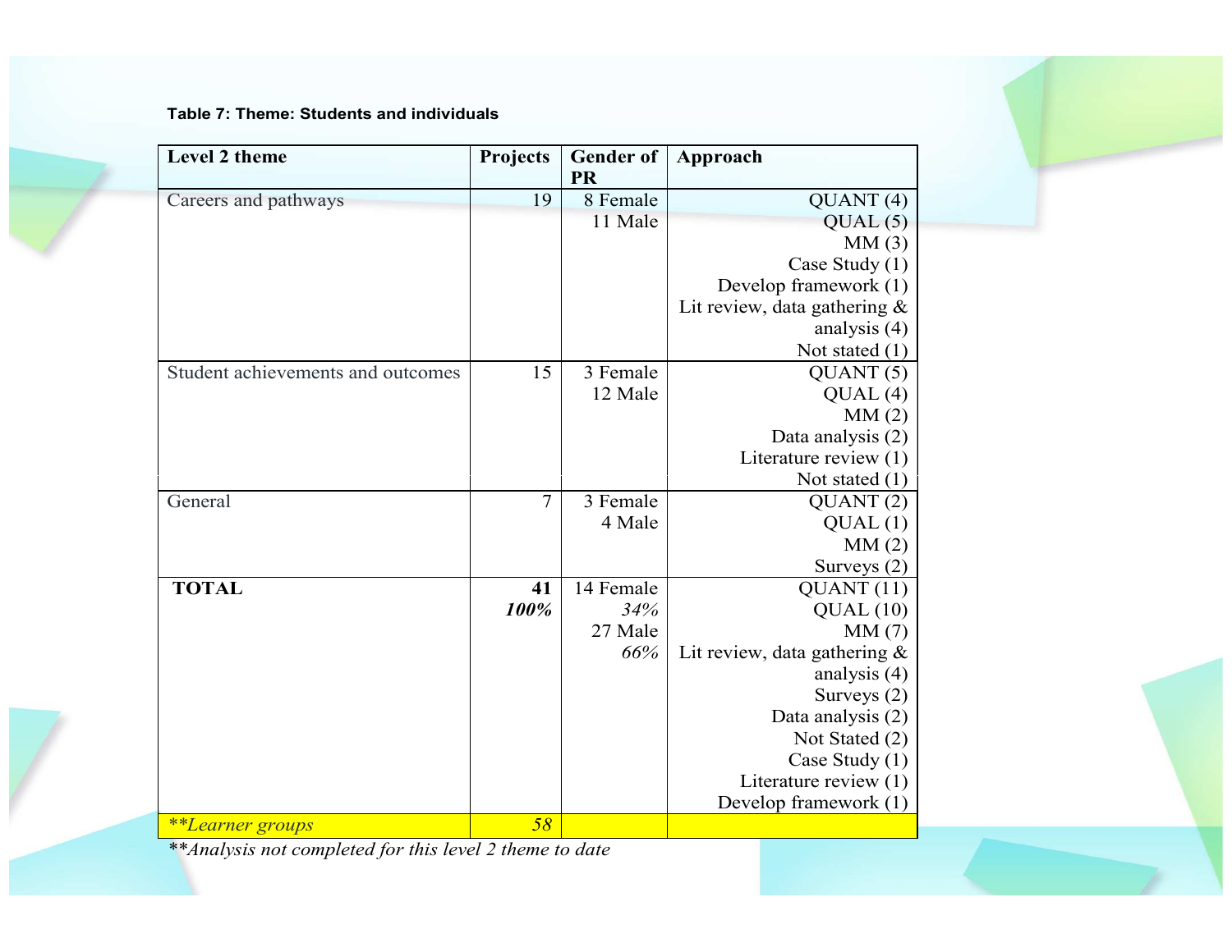**Table 7: Theme: Students and individuals**

| Level 2 theme | Projects | Gender of PR | Approach |
|---|---|---|---|
| Careers and pathways | 19 | 8 Female<br>11 Male | QUANT (4)<br>QUAL (5)<br>MM (3)<br>Case Study (1)<br>Develop framework (1)<br>Lit review, data gathering & analysis (4)<br>Not stated (1) |
| Student achievements and outcomes | 15 | 3 Female<br>12 Male | QUANT (5)<br>QUAL (4)<br>MM (2)<br>Data analysis (2)<br>Literature review (1)<br>Not stated (1) |
| General | 7 | 3 Female<br>4 Male | QUANT (2)<br>QUAL (1)<br>MM (2)<br>Surveys (2) |
| **TOTAL** | **41**<br>***100%*** | 14 Female<br>*34%*<br>27 Male<br>*66%* | QUANT (11)<br>QUAL (10)<br>MM (7)<br>Lit review, data gathering & analysis (4)<br>Surveys (2)<br>Data analysis (2)<br>Not Stated (2)<br>Case Study (1)<br>Literature review (1)<br>Develop framework (1) |
| *\*\*Learner groups* | *58* | | |

*\*\*Analysis not completed for this level 2 theme to date*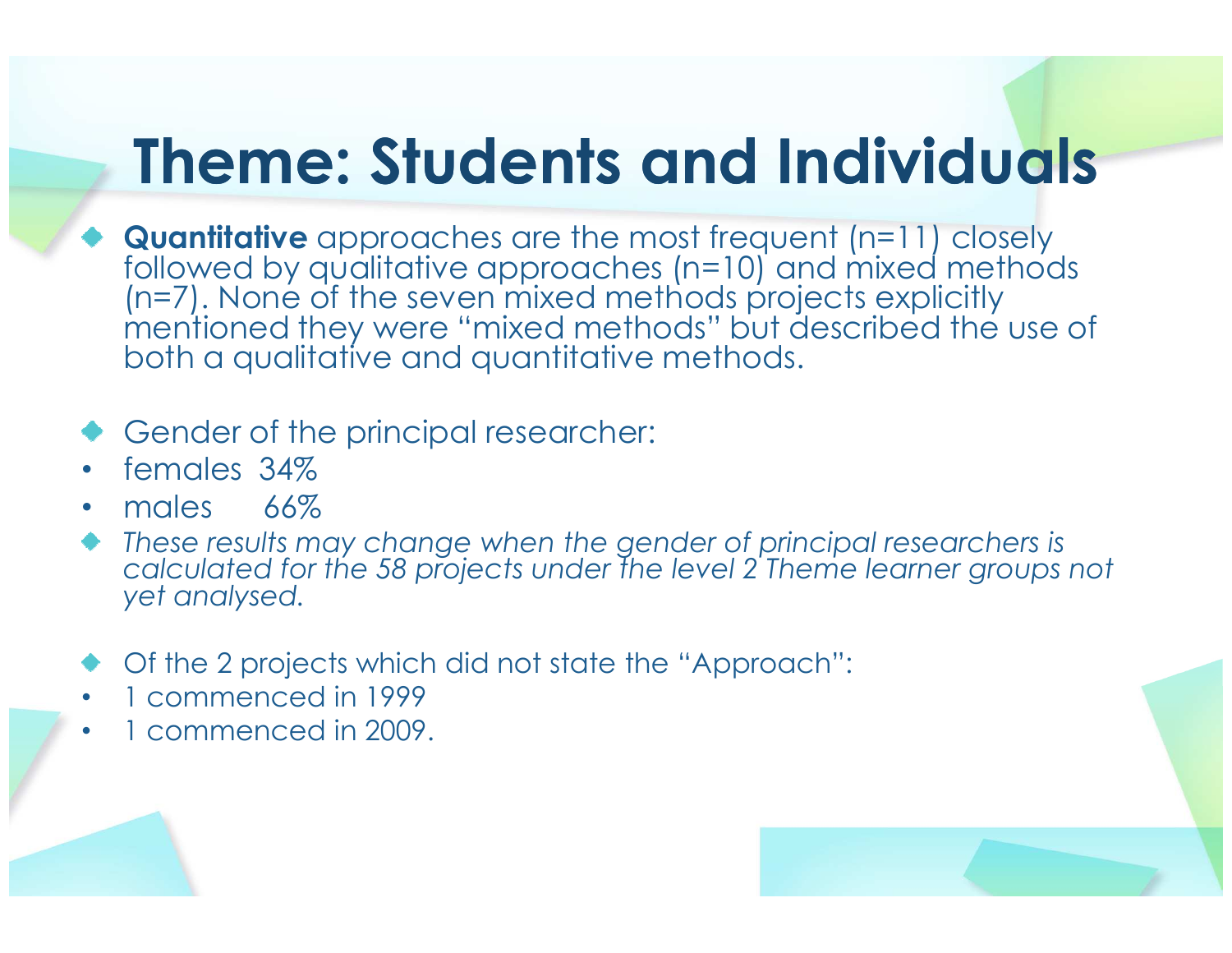# Theme: Students and Individuals

- **Quantitative** approaches are the most frequent (n=11) closely followed by qualitative approaches (n=10) and mixed methods (n=7). None of the seven mixed methods projects explicitly mentioned they were "mixed methods" but described the use of both a qualitative and quantitative methods.

- Gender of the principal researcher:
  - females 34%
  - males 66%
- *These results may change when the gender of principal researchers is calculated for the 58 projects under the level 2 Theme learner groups not yet analysed.*

- Of the 2 projects which did not state the "Approach":
  - 1 commenced in 1999
  - 1 commenced in 2009.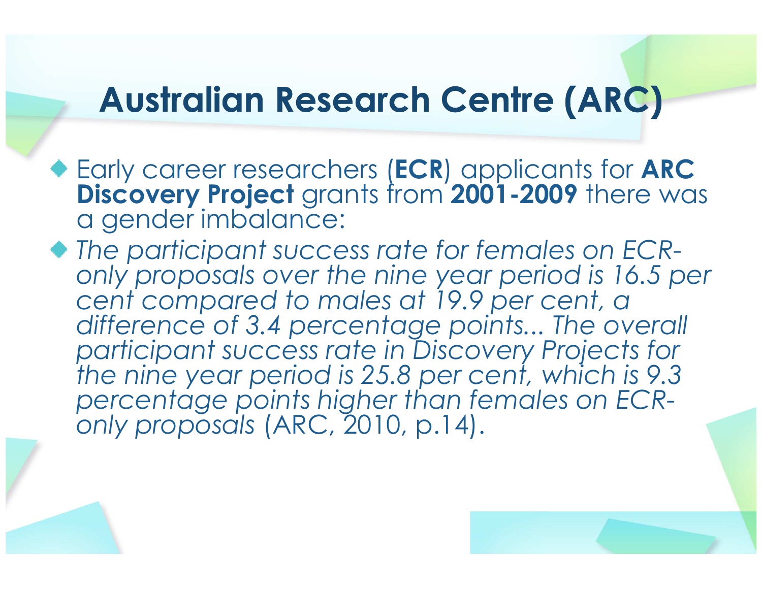# Australian Research Centre (ARC)

- Early career researchers (**ECR**) applicants for **ARC Discovery Project** grants from **2001-2009** there was a gender imbalance:
- *The participant success rate for females on ECR-only proposals over the nine year period is 16.5 per cent compared to males at 19.9 per cent, a difference of 3.4 percentage points... The overall participant success rate in Discovery Projects for the nine year period is 25.8 per cent, which is 9.3 percentage points higher than females on ECR-only proposals* (ARC, 2010, p.14).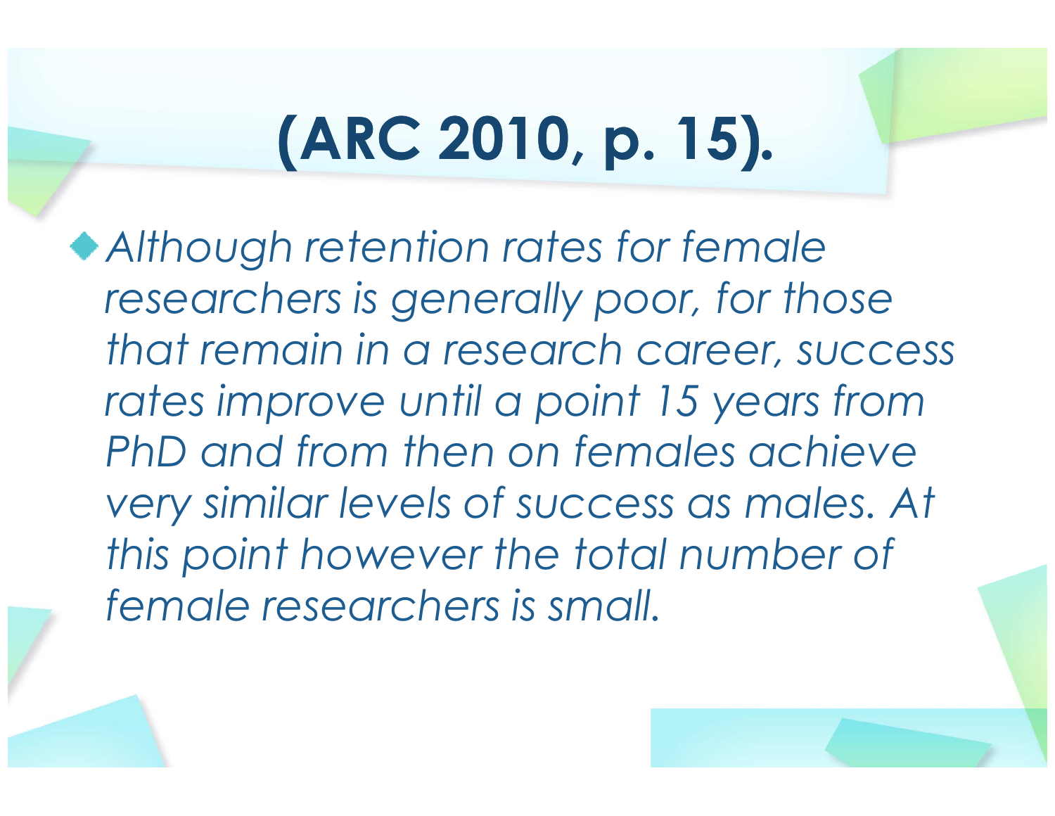# (ARC 2010, p. 15).

- *Although retention rates for female researchers is generally poor, for those that remain in a research career, success rates improve until a point 15 years from PhD and from then on females achieve very similar levels of success as males. At this point however the total number of female researchers is small.*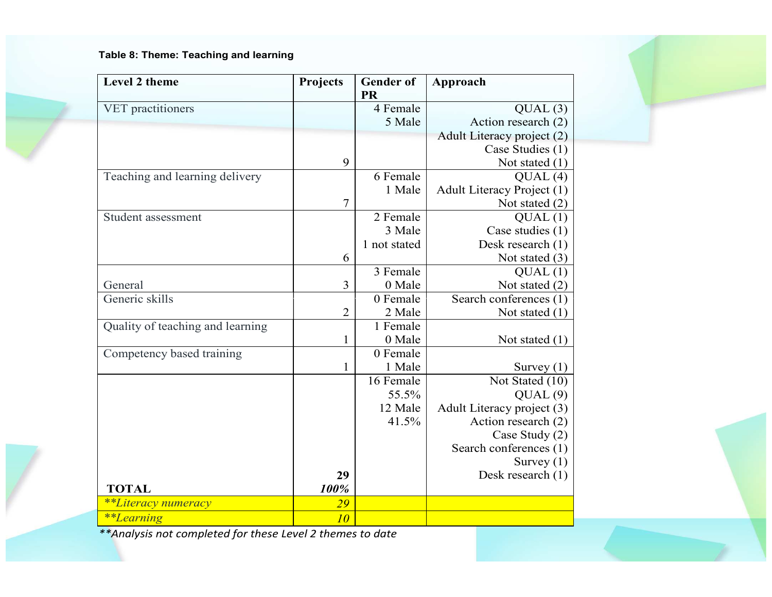**Table 8: Theme: Teaching and learning**

| Level 2 theme | Projects | Gender of PR | Approach |
|---|---|---|---|
| VET practitioners | 9 | 4 Female<br>5 Male | QUAL (3)<br>Action research (2)<br>Adult Literacy project (2)<br>Case Studies (1)<br>Not stated (1) |
| Teaching and learning delivery | 7 | 6 Female<br>1 Male | QUAL (4)<br>Adult Literacy Project (1)<br>Not stated (2) |
| Student assessment | 6 | 2 Female<br>3 Male<br>1 not stated | QUAL (1)<br>Case studies (1)<br>Desk research (1)<br>Not stated (3) |
| General | 3 | 3 Female<br>0 Male | QUAL (1)<br>Not stated (2) |
| Generic skills | 2 | 0 Female<br>2 Male | Search conferences (1)<br>Not stated (1) |
| Quality of teaching and learning | 1 | 1 Female<br>0 Male | Not stated (1) |
| Competency based training | 1 | 0 Female<br>1 Male | Survey (1) |
| **TOTAL** | **29**<br>***100%*** | 16 Female<br>55.5%<br>12 Male<br>41.5% | Not Stated (10)<br>QUAL (9)<br>Adult Literacy project (3)<br>Action research (2)<br>Case Study (2)<br>Search conferences (1)<br>Survey (1)<br>Desk research (1) |
| *\*\*Literacy numeracy* | *29* | | |
| *\*\*Learning* | *10* | | |

*\*\*Analysis not completed for these Level 2 themes to date*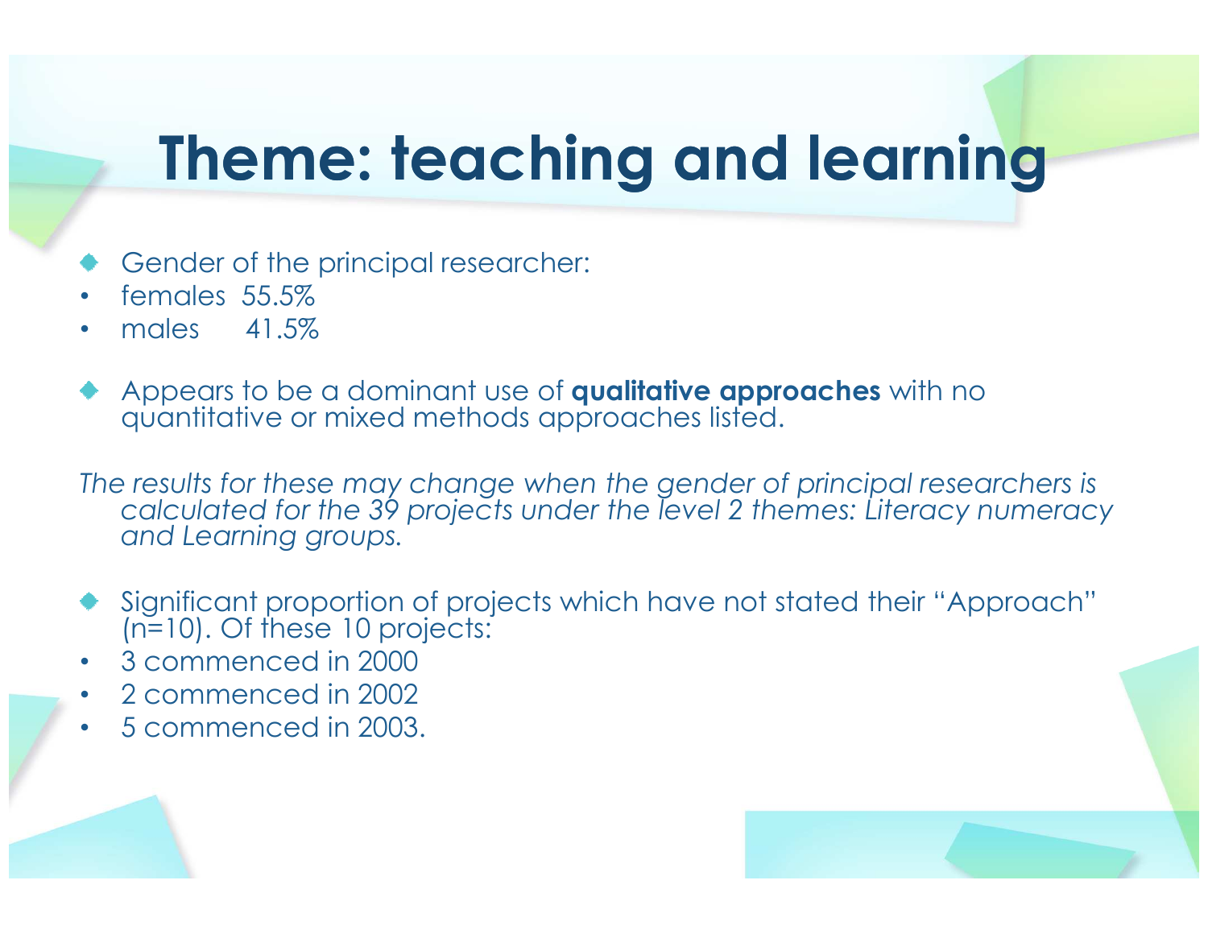# Theme: teaching and learning

- Gender of the principal researcher:
  - females 55.5%
  - males 41.5%

- Appears to be a dominant use of **qualitative approaches** with no quantitative or mixed methods approaches listed.

*The results for these may change when the gender of principal researchers is calculated for the 39 projects under the level 2 themes: Literacy numeracy and Learning groups.*

- Significant proportion of projects which have not stated their "Approach" (n=10). Of these 10 projects:
  - 3 commenced in 2000
  - 2 commenced in 2002
  - 5 commenced in 2003.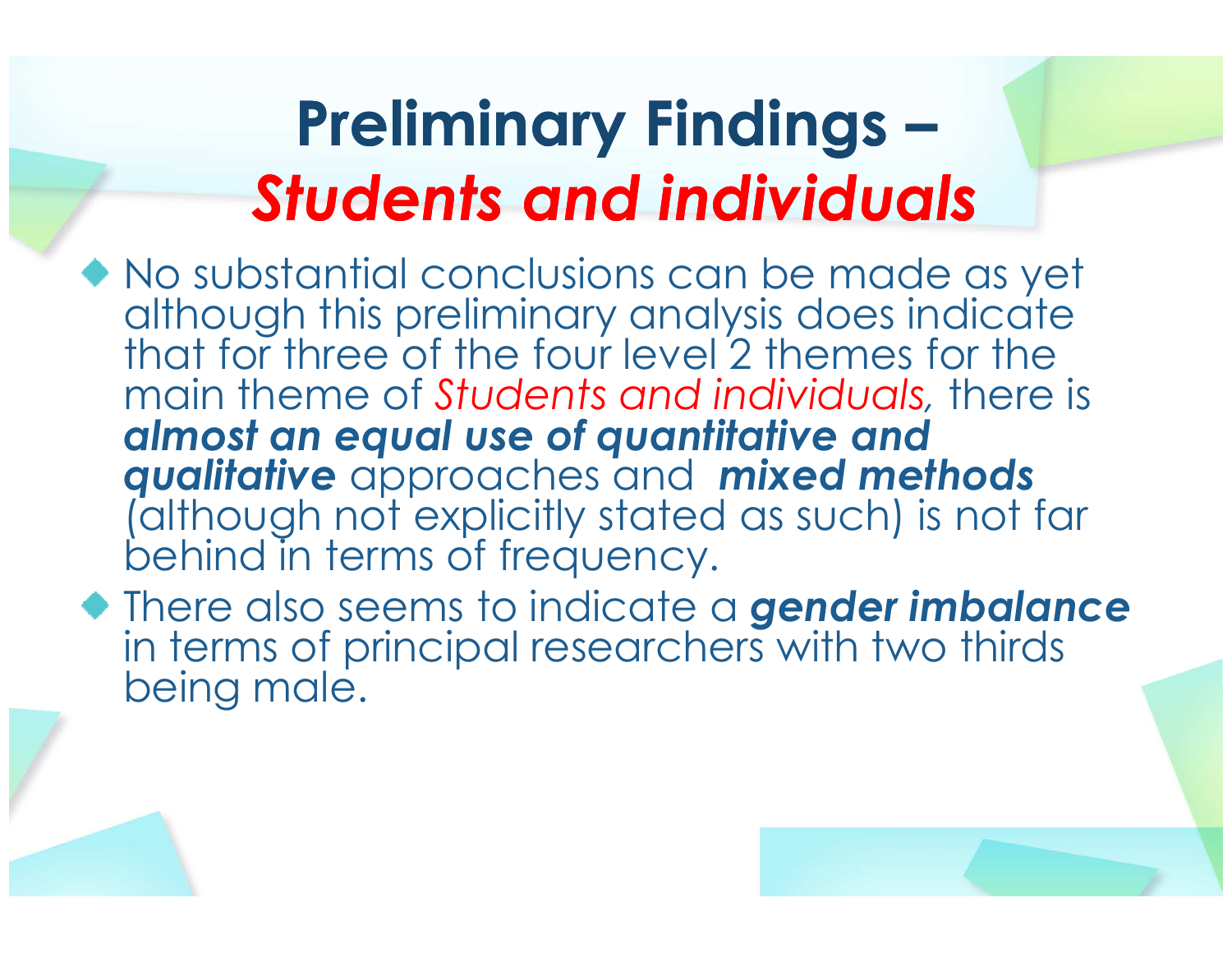# Preliminary Findings – *Students and individuals*

- No substantial conclusions can be made as yet although this preliminary analysis does indicate that for three of the four level 2 themes for the main theme of *Students and individuals,* there is ***almost an equal use of quantitative and qualitative*** approaches and ***mixed methods*** (although not explicitly stated as such) is not far behind in terms of frequency.
- There also seems to indicate a ***gender imbalance*** in terms of principal researchers with two thirds being male.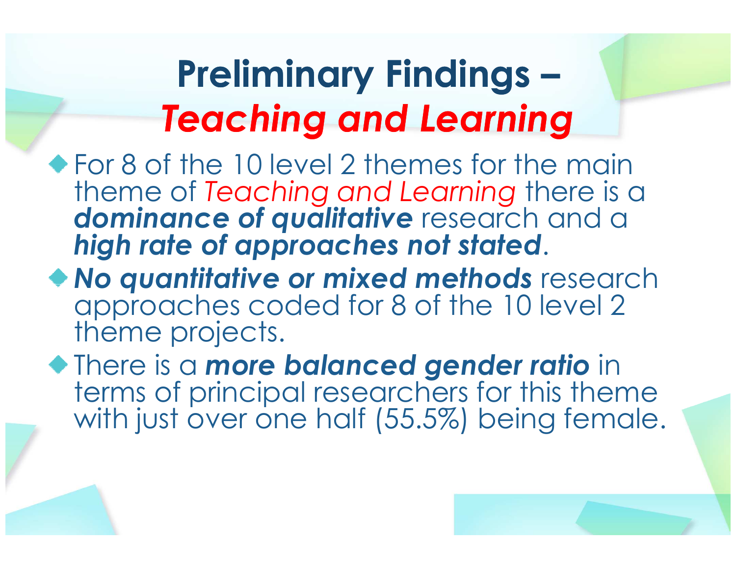# Preliminary Findings – *Teaching and Learning*

- For 8 of the 10 level 2 themes for the main theme of *Teaching and Learning* there is a ***dominance of qualitative*** research and a ***high rate of approaches not stated***.
- ***No quantitative or mixed methods*** research approaches coded for 8 of the 10 level 2 theme projects.
- There is a ***more balanced gender ratio*** in terms of principal researchers for this theme with just over one half (55.5%) being female.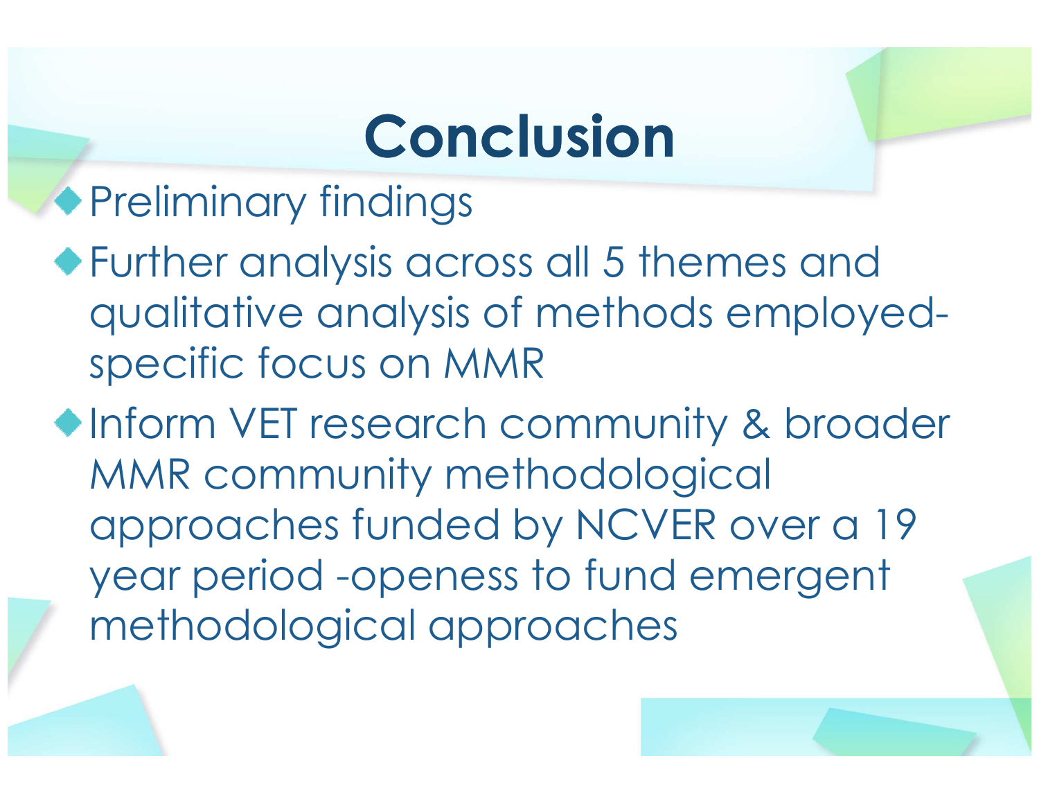# Conclusion

- Preliminary findings
- Further analysis across all 5 themes and qualitative analysis of methods employed- specific focus on MMR
- Inform VET research community & broader MMR community methodological approaches funded by NCVER over a 19 year period -openess to fund emergent methodological approaches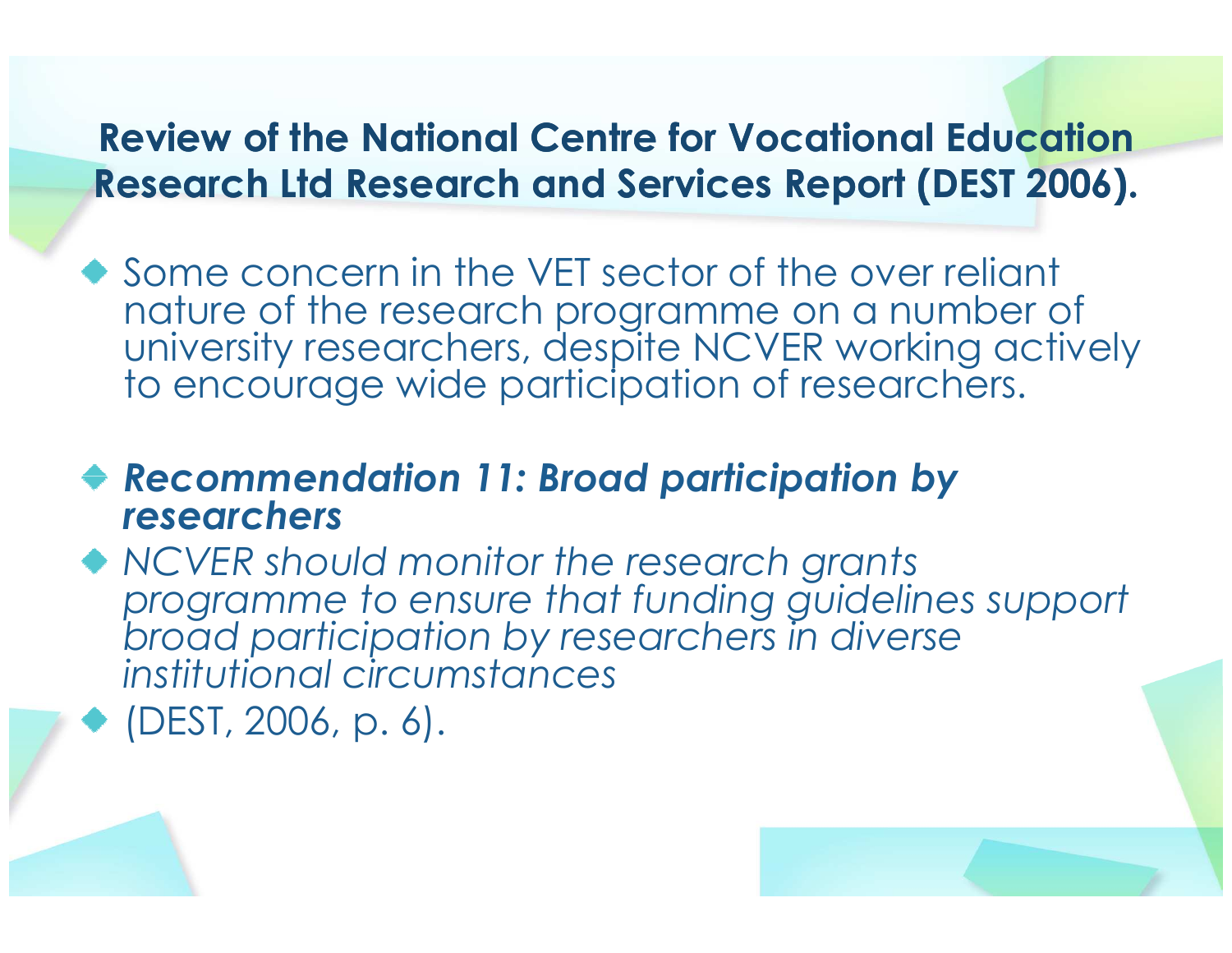## Review of the National Centre for Vocational Education Research Ltd Research and Services Report (DEST 2006).

- Some concern in the VET sector of the over reliant nature of the research programme on a number of university researchers, despite NCVER working actively to encourage wide participation of researchers.

- ***Recommendation 11: Broad participation by researchers***
- *NCVER should monitor the research grants programme to ensure that funding guidelines support broad participation by researchers in diverse institutional circumstances*
- (DEST, 2006, p. 6).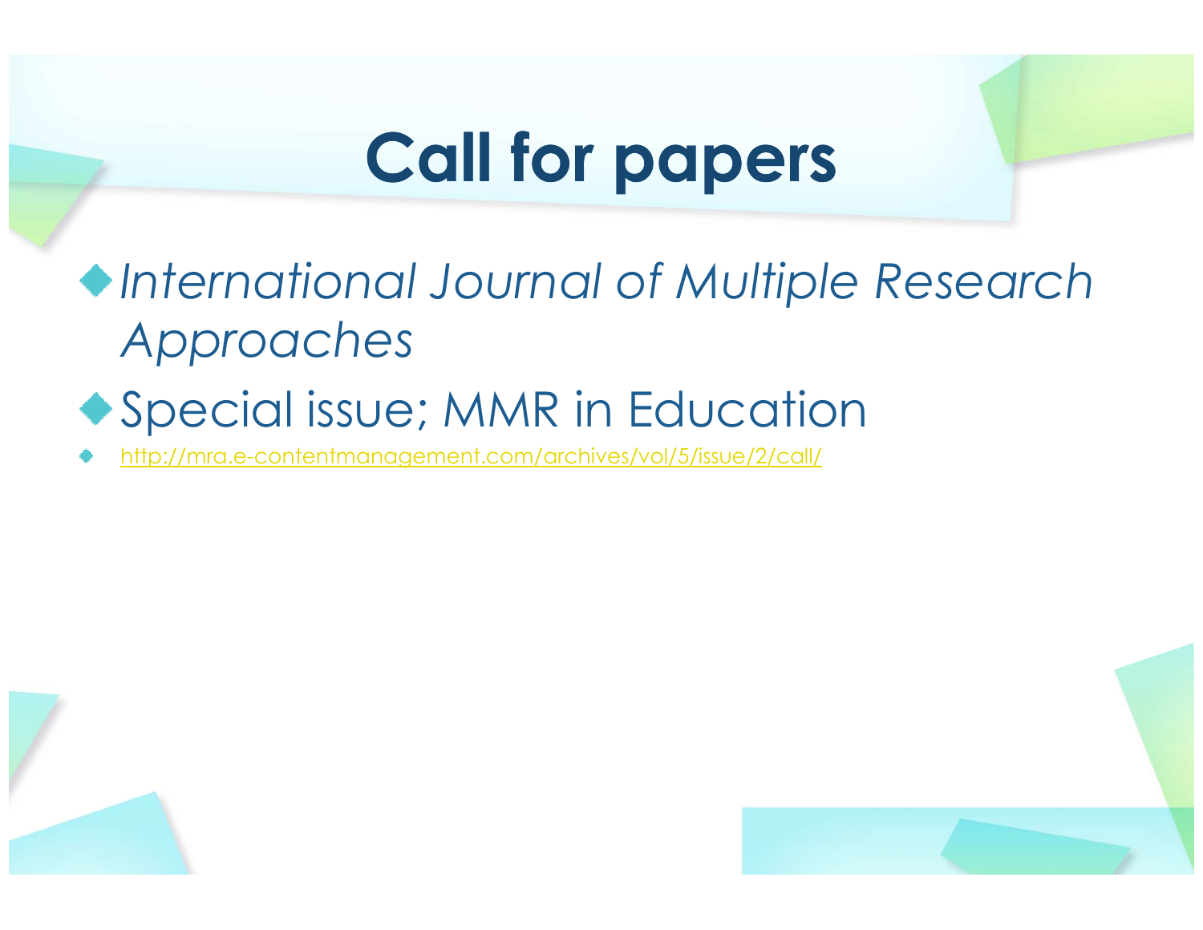# Call for papers

- *International Journal of Multiple Research Approaches*
- Special issue; MMR in Education
- http://mra.e-contentmanagement.com/archives/vol/5/issue/2/call/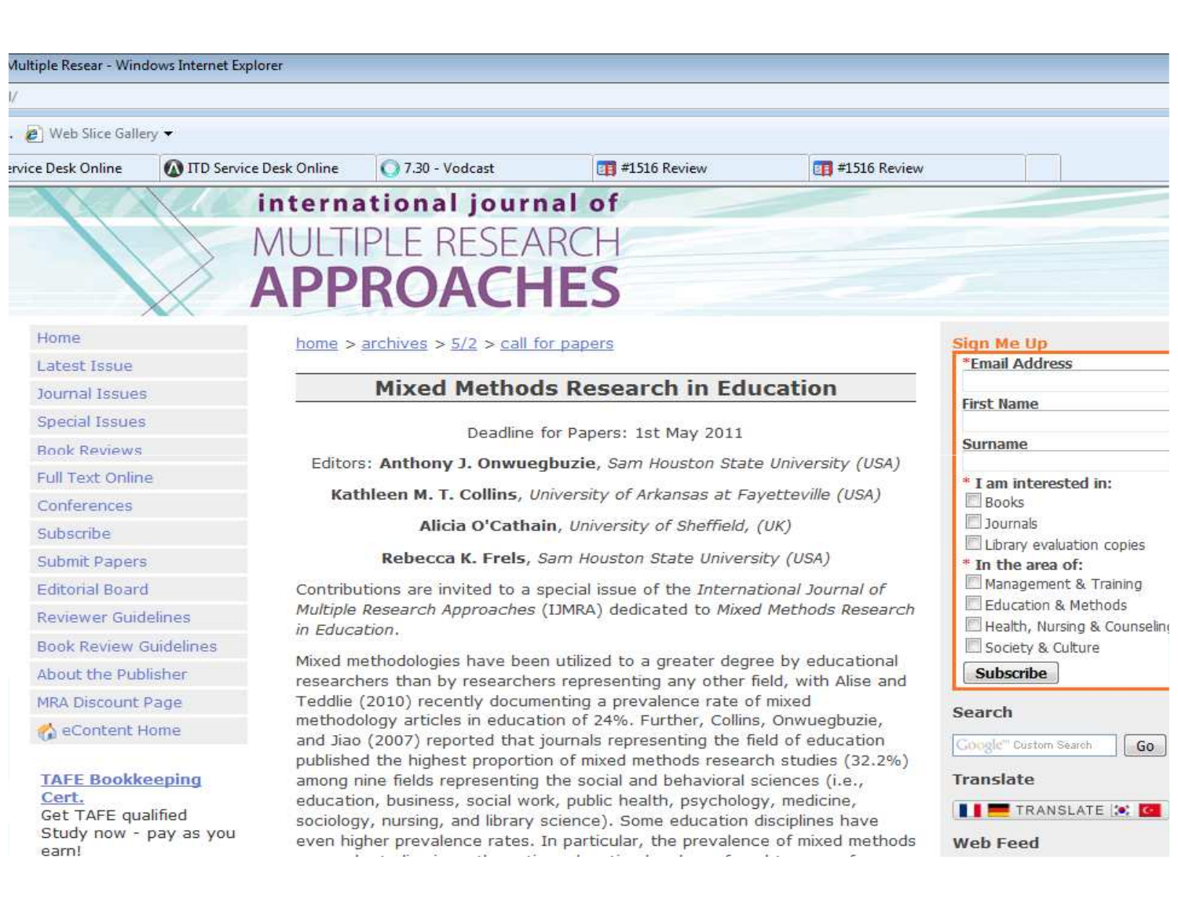Multiple Resear - Windows Internet Explorer

Web Slice Gallery

rvice Desk Online | ITD Service Desk Online | 7.30 - Vodcast | #1516 Review | #1516 Review

international journal of

MULTIPLE RESEARCH

APPROACHES

- Home
- Latest Issue
- Journal Issues
- Special Issues
- Book Reviews
- Full Text Online
- Conferences
- Subscribe
- Submit Papers
- Editorial Board
- Reviewer Guidelines
- Book Review Guidelines
- About the Publisher
- MRA Discount Page
- eContent Home

**TAFE Bookkeeping Cert.**
Get TAFE qualified
Study now - pay as you earn!

home > archives > 5/2 > call for papers

## Mixed Methods Research in Education

Deadline for Papers: 1st May 2011

Editors: **Anthony J. Onwuegbuzie**, *Sam Houston State University (USA)*

**Kathleen M. T. Collins**, *University of Arkansas at Fayetteville (USA)*

**Alicia O'Cathain**, *University of Sheffield, (UK)*

**Rebecca K. Frels**, *Sam Houston State University (USA)*

Contributions are invited to a special issue of the *International Journal of Multiple Research Approaches* (IJMRA) dedicated to *Mixed Methods Research in Education*.

Mixed methodologies have been utilized to a greater degree by educational researchers than by researchers representing any other field, with Alise and Teddlie (2010) recently documenting a prevalence rate of mixed methodology articles in education of 24%. Further, Collins, Onwuegbuzie, and Jiao (2007) reported that journals representing the field of education published the highest proportion of mixed methods research studies (32.2%) among nine fields representing the social and behavioral sciences (i.e., education, business, social work, public health, psychology, medicine, sociology, nursing, and library science). Some education disciplines have even higher prevalence rates. In particular, the prevalence of mixed methods

**Sign Me Up**

*Email Address

First Name

Surname

* I am interested in:
- Books
- Journals
- Library evaluation copies

* In the area of:
- Management & Training
- Education & Methods
- Health, Nursing & Counselin
- Society & Culture

Subscribe

**Search**

Google Custom Search | Go

**Translate**

TRANSLATE

**Web Feed**